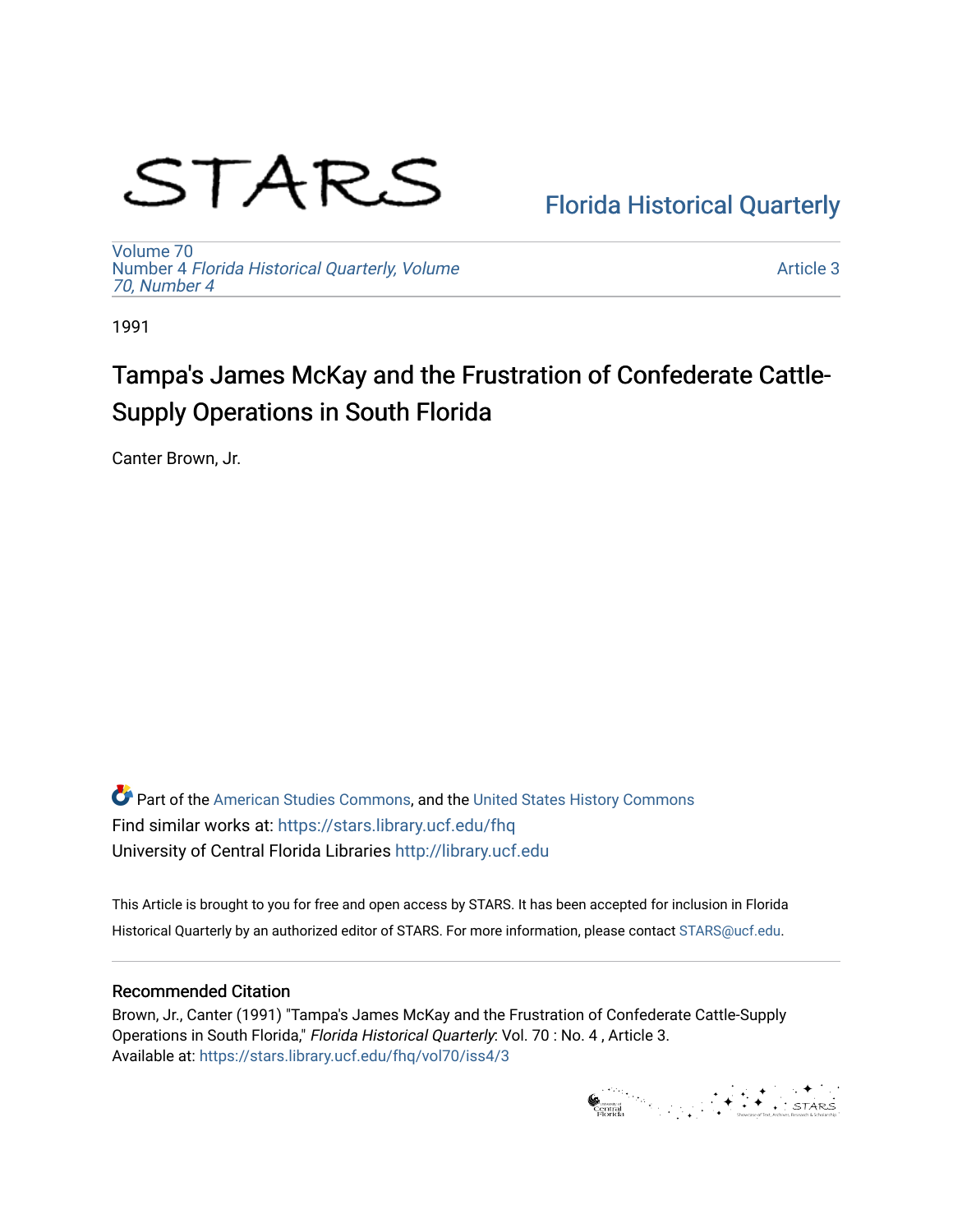STARS

Florida Historical Quarterly

Volume 70
Number 4 *Florida Historical Quarterly, Volume 70, Number 4*

Article 3

1991

# Tampa's James McKay and the Frustration of Confederate Cattle-Supply Operations in South Florida

Canter Brown, Jr.

Part of the American Studies Commons, and the United States History Commons
Find similar works at: https://stars.library.ucf.edu/fhq
University of Central Florida Libraries http://library.ucf.edu

This Article is brought to you for free and open access by STARS. It has been accepted for inclusion in Florida Historical Quarterly by an authorized editor of STARS. For more information, please contact STARS@ucf.edu.

## Recommended Citation

Brown, Jr., Canter (1991) "Tampa's James McKay and the Frustration of Confederate Cattle-Supply Operations in South Florida," *Florida Historical Quarterly*: Vol. 70 : No. 4 , Article 3.
Available at: https://stars.library.ucf.edu/fhq/vol70/iss4/3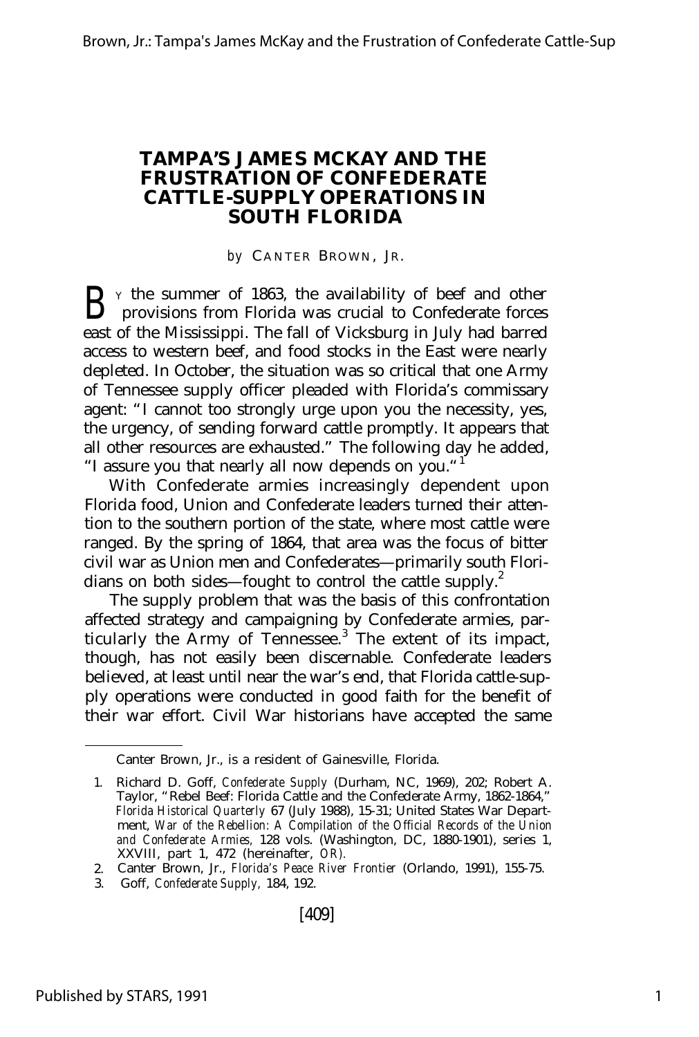# TAMPA'S JAMES MCKAY AND THE FRUSTRATION OF CONFEDERATE CATTLE-SUPPLY OPERATIONS IN SOUTH FLORIDA

*by* CANTER BROWN, JR.

By the summer of 1863, the availability of beef and other provisions from Florida was crucial to Confederate forces east of the Mississippi. The fall of Vicksburg in July had barred access to western beef, and food stocks in the East were nearly depleted. In October, the situation was so critical that one Army of Tennessee supply officer pleaded with Florida's commissary agent: "I cannot too strongly urge upon you the necessity, yes, the urgency, of sending forward cattle promptly. It appears that all other resources are exhausted." The following day he added, "I assure you that nearly all now depends on you."[1]

With Confederate armies increasingly dependent upon Florida food, Union and Confederate leaders turned their attention to the southern portion of the state, where most cattle were ranged. By the spring of 1864, that area was the focus of bitter civil war as Union men and Confederates—primarily south Floridians on both sides—fought to control the cattle supply.[2]

The supply problem that was the basis of this confrontation affected strategy and campaigning by Confederate armies, particularly the Army of Tennessee.[3] The extent of its impact, though, has not easily been discernable. Confederate leaders believed, at least until near the war's end, that Florida cattle-supply operations were conducted in good faith for the benefit of their war effort. Civil War historians have accepted the same

---

Canter Brown, Jr., is a resident of Gainesville, Florida.

1. Richard D. Goff, *Confederate Supply* (Durham, NC, 1969), 202; Robert A. Taylor, "Rebel Beef: Florida Cattle and the Confederate Army, 1862-1864," *Florida Historical Quarterly* 67 (July 1988), 15-31; United States War Department, *War of the Rebellion: A Compilation of the Official Records of the Union and Confederate Armies,* 128 vols. (Washington, DC, 1880-1901), series 1, XXVIII, part 1, 472 (hereinafter, *OR*).
2. Canter Brown, Jr., *Florida's Peace River Frontier* (Orlando, 1991), 155-75.
3. Goff, *Confederate Supply,* 184, 192.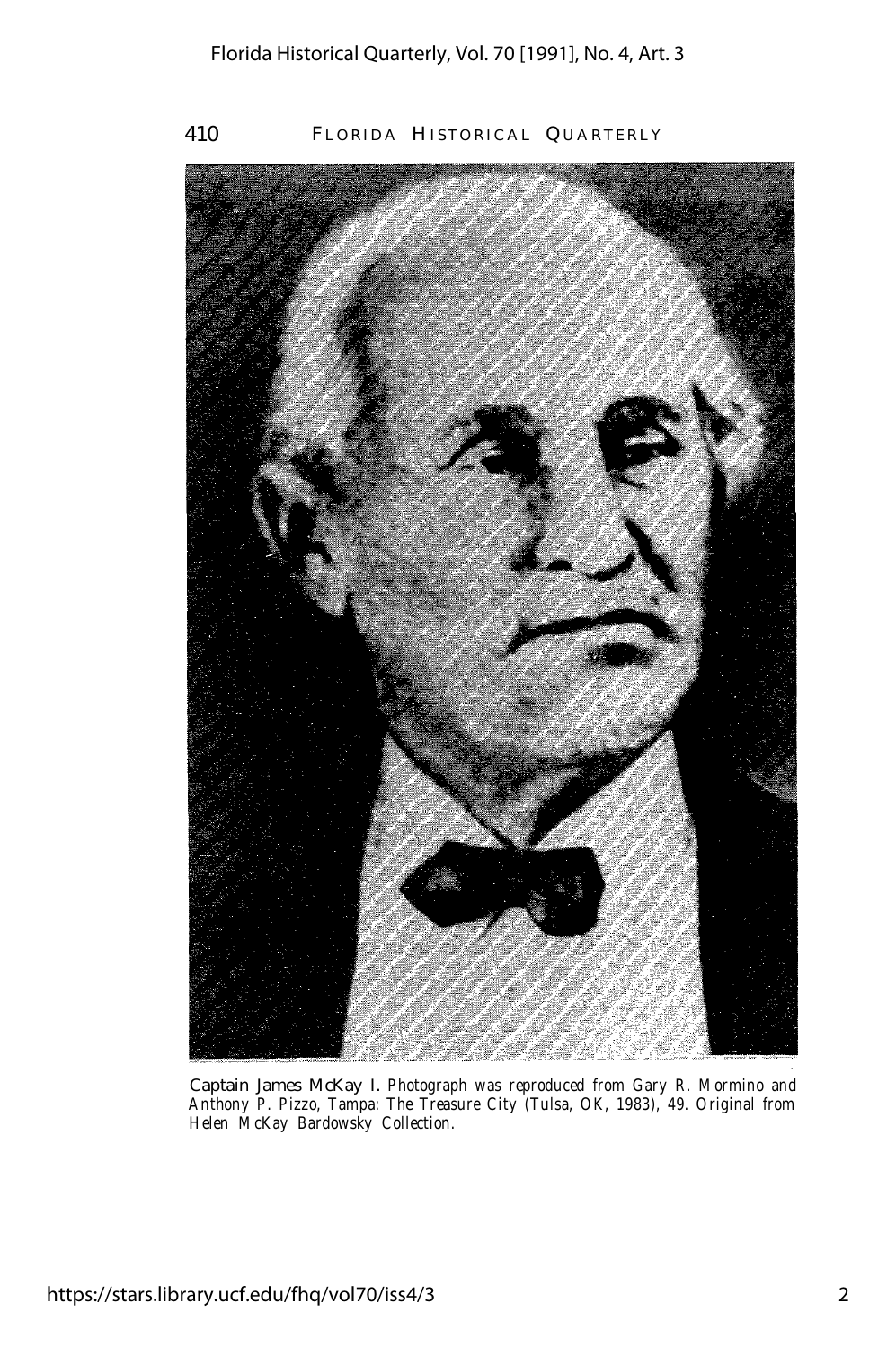Captain James McKay I. *Photograph was reproduced from Gary R. Mormino and Anthony P. Pizzo, Tampa: The Treasure City (Tulsa, OK, 1983), 49. Original from Helen McKay Bardowsky Collection.*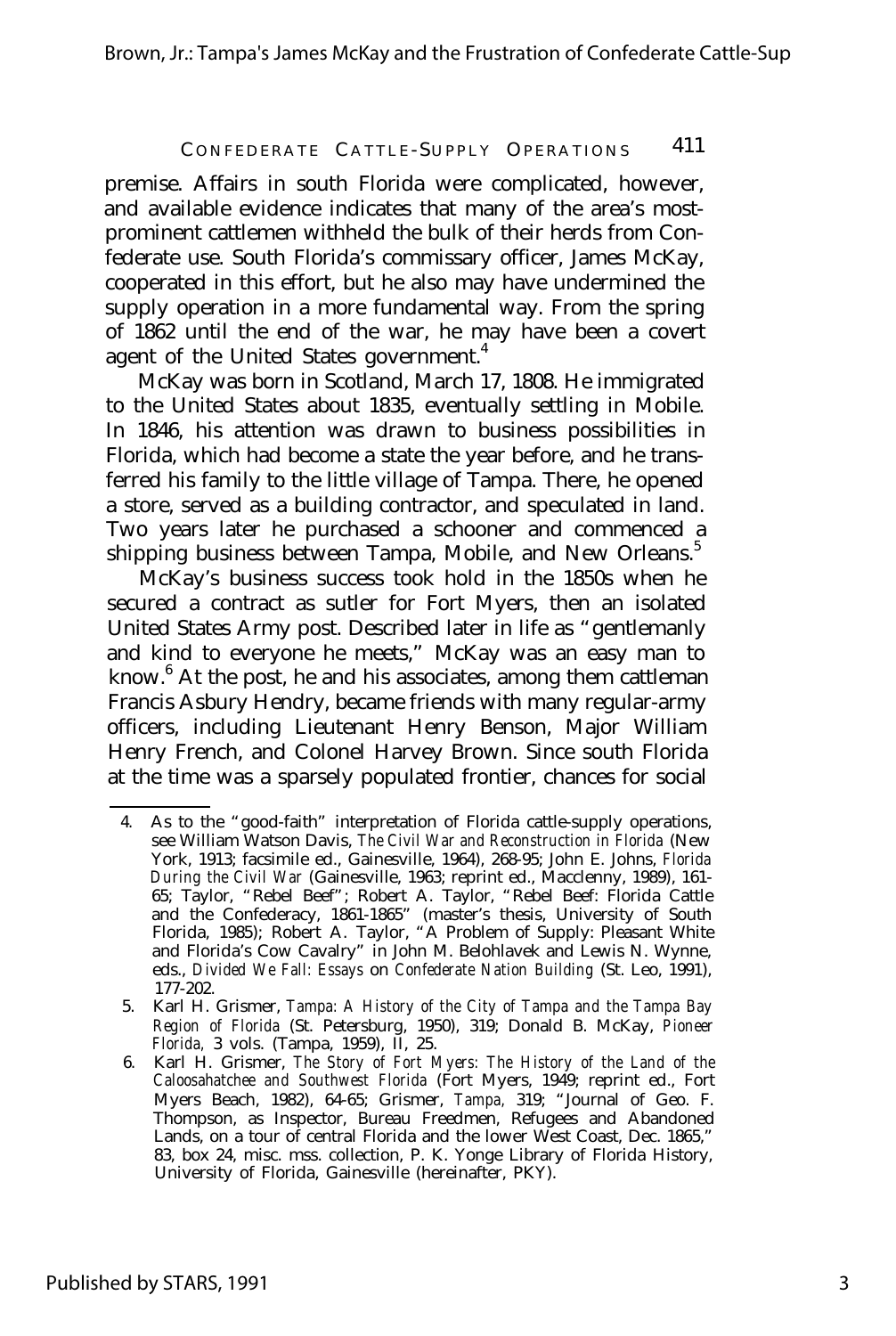premise. Affairs in south Florida were complicated, however, and available evidence indicates that many of the area's most-prominent cattlemen withheld the bulk of their herds from Confederate use. South Florida's commissary officer, James McKay, cooperated in this effort, but he also may have undermined the supply operation in a more fundamental way. From the spring of 1862 until the end of the war, he may have been a covert agent of the United States government.[4]

McKay was born in Scotland, March 17, 1808. He immigrated to the United States about 1835, eventually settling in Mobile. In 1846, his attention was drawn to business possibilities in Florida, which had become a state the year before, and he transferred his family to the little village of Tampa. There, he opened a store, served as a building contractor, and speculated in land. Two years later he purchased a schooner and commenced a shipping business between Tampa, Mobile, and New Orleans.[5]

McKay's business success took hold in the 1850s when he secured a contract as sutler for Fort Myers, then an isolated United States Army post. Described later in life as "gentlemanly and kind to everyone he meets," McKay was an easy man to know.[6] At the post, he and his associates, among them cattleman Francis Asbury Hendry, became friends with many regular-army officers, including Lieutenant Henry Benson, Major William Henry French, and Colonel Harvey Brown. Since south Florida at the time was a sparsely populated frontier, chances for social

---

4. As to the "good-faith" interpretation of Florida cattle-supply operations, see William Watson Davis, *The Civil War and Reconstruction in Florida* (New York, 1913; facsimile ed., Gainesville, 1964), 268-95; John E. Johns, *Florida During the Civil War* (Gainesville, 1963; reprint ed., Macclenny, 1989), 161-65; Taylor, "Rebel Beef"; Robert A. Taylor, "Rebel Beef: Florida Cattle and the Confederacy, 1861-1865" (master's thesis, University of South Florida, 1985); Robert A. Taylor, "A Problem of Supply: Pleasant White and Florida's Cow Cavalry" in John M. Belohlavek and Lewis N. Wynne, eds., *Divided We Fall: Essays on Confederate Nation Building* (St. Leo, 1991), 177-202.
5. Karl H. Grismer, *Tampa: A History of the City of Tampa and the Tampa Bay Region of Florida* (St. Petersburg, 1950), 319; Donald B. McKay, *Pioneer Florida,* 3 vols. (Tampa, 1959), II, 25.
6. Karl H. Grismer, *The Story of Fort Myers: The History of the Land of the Caloosahatchee and Southwest Florida* (Fort Myers, 1949; reprint ed., Fort Myers Beach, 1982), 64-65; Grismer, *Tampa,* 319; "Journal of Geo. F. Thompson, as Inspector, Bureau Freedmen, Refugees and Abandoned Lands, on a tour of central Florida and the lower West Coast, Dec. 1865," 83, box 24, misc. mss. collection, P. K. Yonge Library of Florida History, University of Florida, Gainesville (hereinafter, PKY).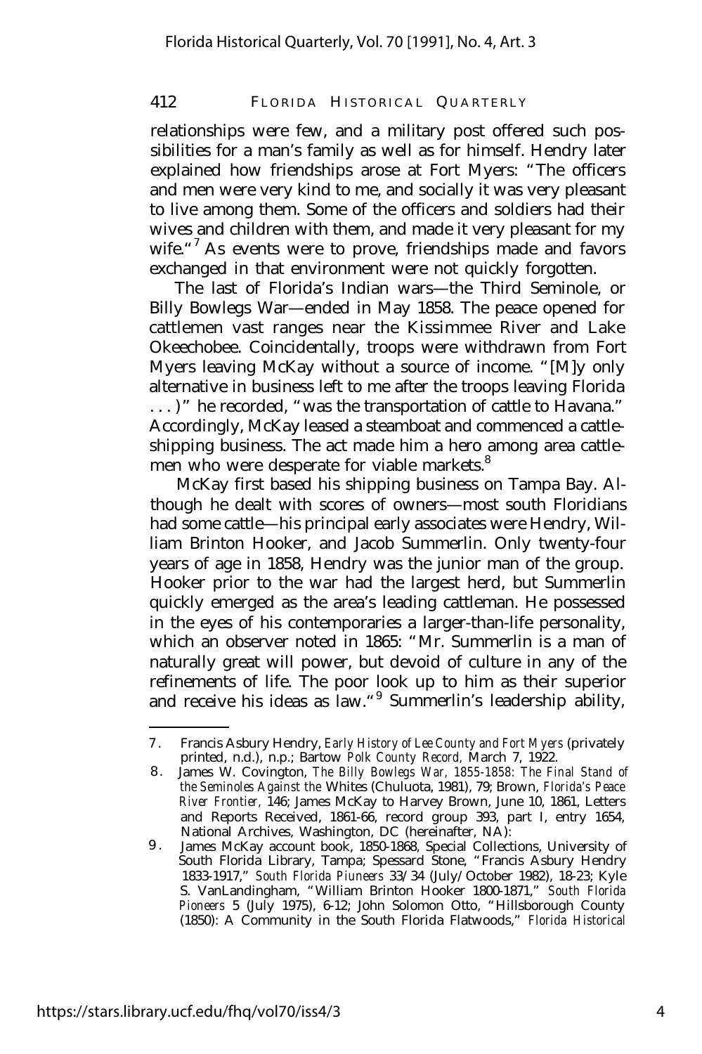relationships were few, and a military post offered such possibilities for a man's family as well as for himself. Hendry later explained how friendships arose at Fort Myers: "The officers and men were very kind to me, and socially it was very pleasant to live among them. Some of the officers and soldiers had their wives and children with them, and made it very pleasant for my wife."[7] As events were to prove, friendships made and favors exchanged in that environment were not quickly forgotten.

The last of Florida's Indian wars—the Third Seminole, or Billy Bowlegs War—ended in May 1858. The peace opened for cattlemen vast ranges near the Kissimmee River and Lake Okeechobee. Coincidentally, troops were withdrawn from Fort Myers leaving McKay without a source of income. "[M]y only alternative in business left to me after the troops leaving Florida . . . )" he recorded, "was the transportation of cattle to Havana." Accordingly, McKay leased a steamboat and commenced a cattle-shipping business. The act made him a hero among area cattlemen who were desperate for viable markets.[8]

McKay first based his shipping business on Tampa Bay. Although he dealt with scores of owners—most south Floridians had some cattle—his principal early associates were Hendry, William Brinton Hooker, and Jacob Summerlin. Only twenty-four years of age in 1858, Hendry was the junior man of the group. Hooker prior to the war had the largest herd, but Summerlin quickly emerged as the area's leading cattleman. He possessed in the eyes of his contemporaries a larger-than-life personality, which an observer noted in 1865: "Mr. Summerlin is a man of naturally great will power, but devoid of culture in any of the refinements of life. The poor look up to him as their superior and receive his ideas as law."[9] Summerlin's leadership ability,

7. Francis Asbury Hendry, *Early History of Lee County and Fort Myers* (privately printed, n.d.), n.p.; Bartow *Polk County Record,* March 7, 1922.

8. James W. Covington, *The Billy Bowlegs War, 1855-1858: The Final Stand of the Seminoles Against the* Whites (Chuluota, 1981), 79; Brown, *Florida's Peace River Frontier,* 146; James McKay to Harvey Brown, June 10, 1861, Letters and Reports Received, 1861-66, record group 393, part I, entry 1654, National Archives, Washington, DC (hereinafter, NA):

9. James McKay account book, 1850-1868, Special Collections, University of South Florida Library, Tampa; Spessard Stone, "Francis Asbury Hendry 1833-1917," *South Florida Piuneers* 33/34 (July/October 1982), 18-23; Kyle S. VanLandingham, "William Brinton Hooker 1800-1871," *South Florida Pioneers* 5 (July 1975), 6-12; John Solomon Otto, "Hillsborough County (1850): A Community in the South Florida Flatwoods," *Florida Historical*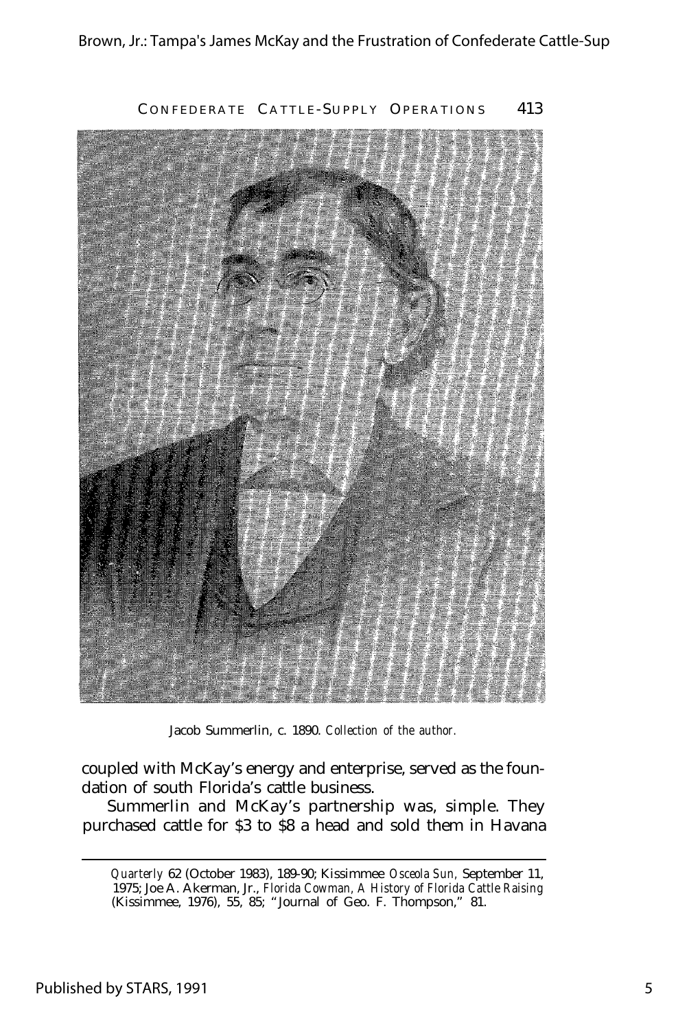Jacob Summerlin, c. 1890. *Collection of the author.*

coupled with McKay's energy and enterprise, served as the foundation of south Florida's cattle business.

Summerlin and McKay's partnership was, simple. They purchased cattle for $3 to $8 a head and sold them in Havana

---

*Quarterly* 62 (October 1983), 189-90; Kissimmee *Osceola Sun,* September 11, 1975; Joe A. Akerman, Jr., *Florida Cowman, A History of Florida Cattle Raising* (Kissimmee, 1976), 55, 85; "Journal of Geo. F. Thompson," 81.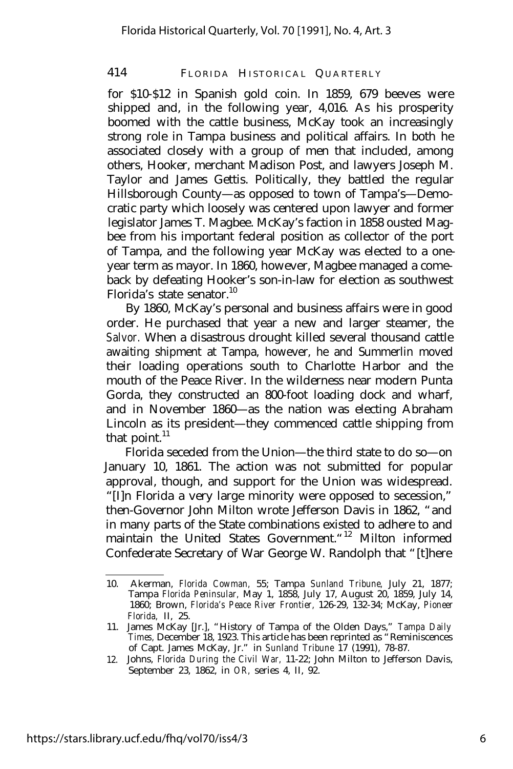for $10-$12 in Spanish gold coin. In 1859, 679 beeves were shipped and, in the following year, 4,016. As his prosperity boomed with the cattle business, McKay took an increasingly strong role in Tampa business and political affairs. In both he associated closely with a group of men that included, among others, Hooker, merchant Madison Post, and lawyers Joseph M. Taylor and James Gettis. Politically, they battled the regular Hillsborough County—as opposed to town of Tampa's—Democratic party which loosely was centered upon lawyer and former legislator James T. Magbee. McKay's faction in 1858 ousted Magbee from his important federal position as collector of the port of Tampa, and the following year McKay was elected to a one-year term as mayor. In 1860, however, Magbee managed a comeback by defeating Hooker's son-in-law for election as southwest Florida's state senator.[10]

By 1860, McKay's personal and business affairs were in good order. He purchased that year a new and larger steamer, the *Salvor*. When a disastrous drought killed several thousand cattle awaiting shipment at Tampa, however, he and Summerlin moved their loading operations south to Charlotte Harbor and the mouth of the Peace River. In the wilderness near modern Punta Gorda, they constructed an 800-foot loading dock and wharf, and in November 1860—as the nation was electing Abraham Lincoln as its president—they commenced cattle shipping from that point.[11]

Florida seceded from the Union—the third state to do so—on January 10, 1861. The action was not submitted for popular approval, though, and support for the Union was widespread. "[I]n Florida a very large minority were opposed to secession," then-Governor John Milton wrote Jefferson Davis in 1862, "and in many parts of the State combinations existed to adhere to and maintain the United States Government."[12] Milton informed Confederate Secretary of War George W. Randolph that "[t]here

---

10. Akerman, *Florida Cowman*, 55; Tampa *Sunland Tribune*, July 21, 1877; Tampa *Florida Peninsular*, May 1, 1858, July 17, August 20, 1859, July 14, 1860; Brown, *Florida's Peace River Frontier*, 126-29, 132-34; McKay, *Pioneer Florida*, II, 25.
11. James McKay [Jr.], "History of Tampa of the Olden Days," *Tampa Daily Times*, December 18, 1923. This article has been reprinted as "Reminiscences of Capt. James McKay, Jr." in *Sunland Tribune* 17 (1991), 78-87.
12. Johns, *Florida During the Civil War*, 11-22; John Milton to Jefferson Davis, September 23, 1862, in *OR*, series 4, II, 92.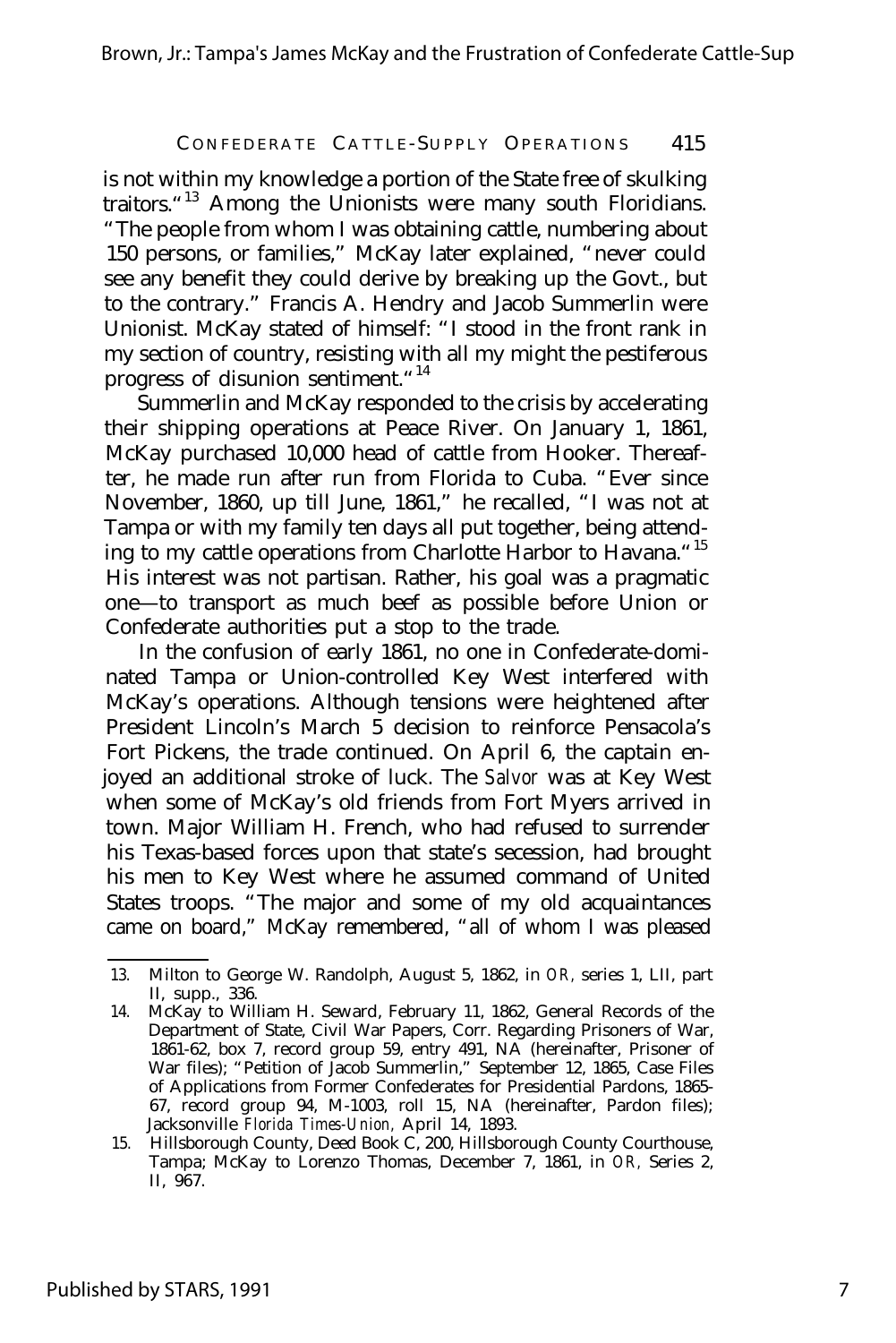is not within my knowledge a portion of the State free of skulking traitors."[13] Among the Unionists were many south Floridians. "The people from whom I was obtaining cattle, numbering about 150 persons, or families," McKay later explained, "never could see any benefit they could derive by breaking up the Govt., but to the contrary." Francis A. Hendry and Jacob Summerlin were Unionist. McKay stated of himself: "I stood in the front rank in my section of country, resisting with all my might the pestiferous progress of disunion sentiment."[14]

Summerlin and McKay responded to the crisis by accelerating their shipping operations at Peace River. On January 1, 1861, McKay purchased 10,000 head of cattle from Hooker. Thereafter, he made run after run from Florida to Cuba. "Ever since November, 1860, up till June, 1861," he recalled, "I was not at Tampa or with my family ten days all put together, being attending to my cattle operations from Charlotte Harbor to Havana."[15] His interest was not partisan. Rather, his goal was a pragmatic one—to transport as much beef as possible before Union or Confederate authorities put a stop to the trade.

In the confusion of early 1861, no one in Confederate-dominated Tampa or Union-controlled Key West interfered with McKay's operations. Although tensions were heightened after President Lincoln's March 5 decision to reinforce Pensacola's Fort Pickens, the trade continued. On April 6, the captain enjoyed an additional stroke of luck. The *Salvor* was at Key West when some of McKay's old friends from Fort Myers arrived in town. Major William H. French, who had refused to surrender his Texas-based forces upon that state's secession, had brought his men to Key West where he assumed command of United States troops. "The major and some of my old acquaintances came on board," McKay remembered, "all of whom I was pleased

---

13. Milton to George W. Randolph, August 5, 1862, in *OR*, series 1, LII, part II, supp., 336.

14. McKay to William H. Seward, February 11, 1862, General Records of the Department of State, Civil War Papers, Corr. Regarding Prisoners of War, 1861-62, box 7, record group 59, entry 491, NA (hereinafter, Prisoner of War files); "Petition of Jacob Summerlin," September 12, 1865, Case Files of Applications from Former Confederates for Presidential Pardons, 1865-67, record group 94, M-1003, roll 15, NA (hereinafter, Pardon files); Jacksonville *Florida Times-Union*, April 14, 1893.

15. Hillsborough County, Deed Book C, 200, Hillsborough County Courthouse, Tampa; McKay to Lorenzo Thomas, December 7, 1861, in *OR*, Series 2, II, 967.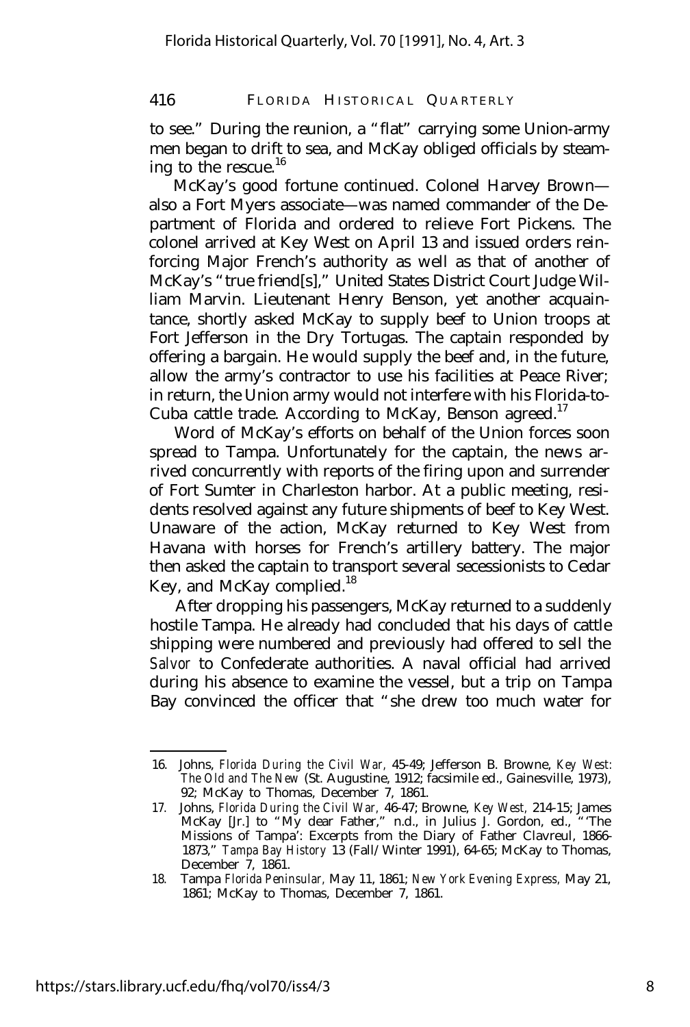to see." During the reunion, a "flat" carrying some Union-army men began to drift to sea, and McKay obliged officials by steaming to the rescue.[16]

McKay's good fortune continued. Colonel Harvey Brown—also a Fort Myers associate—was named commander of the Department of Florida and ordered to relieve Fort Pickens. The colonel arrived at Key West on April 13 and issued orders reinforcing Major French's authority as well as that of another of McKay's "true friend[s]," United States District Court Judge William Marvin. Lieutenant Henry Benson, yet another acquaintance, shortly asked McKay to supply beef to Union troops at Fort Jefferson in the Dry Tortugas. The captain responded by offering a bargain. He would supply the beef and, in the future, allow the army's contractor to use his facilities at Peace River; in return, the Union army would not interfere with his Florida-to-Cuba cattle trade. According to McKay, Benson agreed.[17]

Word of McKay's efforts on behalf of the Union forces soon spread to Tampa. Unfortunately for the captain, the news arrived concurrently with reports of the firing upon and surrender of Fort Sumter in Charleston harbor. At a public meeting, residents resolved against any future shipments of beef to Key West. Unaware of the action, McKay returned to Key West from Havana with horses for French's artillery battery. The major then asked the captain to transport several secessionists to Cedar Key, and McKay complied.[18]

After dropping his passengers, McKay returned to a suddenly hostile Tampa. He already had concluded that his days of cattle shipping were numbered and previously had offered to sell the *Salvor* to Confederate authorities. A naval official had arrived during his absence to examine the vessel, but a trip on Tampa Bay convinced the officer that "she drew too much water for

---

16. Johns, *Florida During the Civil War,* 45-49; Jefferson B. Browne, *Key West: The Old and The New* (St. Augustine, 1912; facsimile ed., Gainesville, 1973), 92; McKay to Thomas, December 7, 1861.

17. Johns, *Florida During the Civil War,* 46-47; Browne, *Key West,* 214-15; James McKay [Jr.] to "My dear Father," n.d., in Julius J. Gordon, ed., "'The Missions of Tampa': Excerpts from the Diary of Father Clavreul, 1866-1873," *Tampa Bay History* 13 (Fall/Winter 1991), 64-65; McKay to Thomas, December 7, 1861.

18. Tampa *Florida Peninsular,* May 11, 1861; *New York Evening Express,* May 21, 1861; McKay to Thomas, December 7, 1861.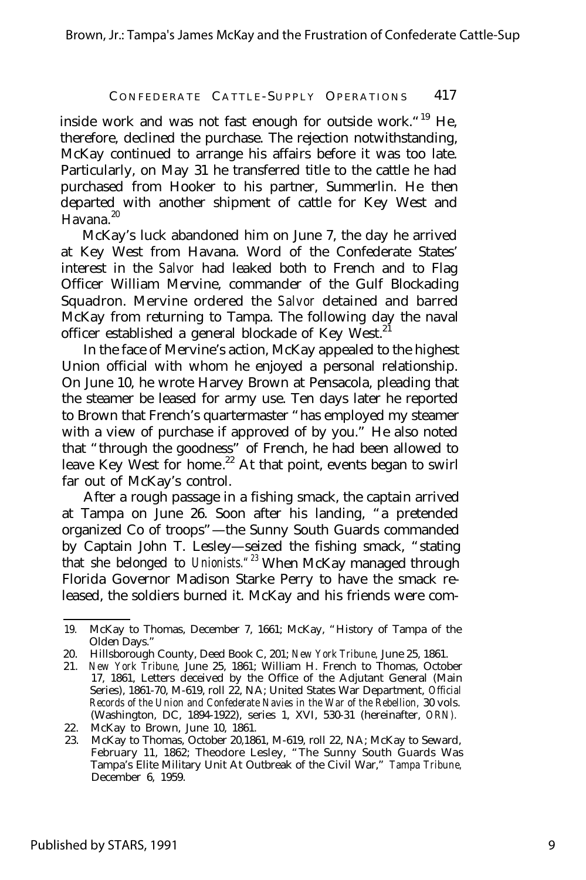inside work and was not fast enough for outside work."[19] He, therefore, declined the purchase. The rejection notwithstanding, McKay continued to arrange his affairs before it was too late. Particularly, on May 31 he transferred title to the cattle he had purchased from Hooker to his partner, Summerlin. He then departed with another shipment of cattle for Key West and Havana.[20]

McKay's luck abandoned him on June 7, the day he arrived at Key West from Havana. Word of the Confederate States' interest in the *Salvor* had leaked both to French and to Flag Officer William Mervine, commander of the Gulf Blockading Squadron. Mervine ordered the *Salvor* detained and barred McKay from returning to Tampa. The following day the naval officer established a general blockade of Key West.[21]

In the face of Mervine's action, McKay appealed to the highest Union official with whom he enjoyed a personal relationship. On June 10, he wrote Harvey Brown at Pensacola, pleading that the steamer be leased for army use. Ten days later he reported to Brown that French's quartermaster "has employed my steamer with a view of purchase if approved of by you." He also noted that "through the goodness" of French, he had been allowed to leave Key West for home.[22] At that point, events began to swirl far out of McKay's control.

After a rough passage in a fishing smack, the captain arrived at Tampa on June 26. Soon after his landing, "a pretended organized Co of troops"—the Sunny South Guards commanded by Captain John T. Lesley—seized the fishing smack, "stating that she belonged to *Unionists.*"[23] When McKay managed through Florida Governor Madison Starke Perry to have the smack released, the soldiers burned it. McKay and his friends were com-

---

19. McKay to Thomas, December 7, 1661; McKay, "History of Tampa of the Olden Days."
20. Hillsborough County, Deed Book C, 201; *New York Tribune*, June 25, 1861.
21. *New York Tribune*, June 25, 1861; William H. French to Thomas, October 17, 1861, Letters deceived by the Office of the Adjutant General (Main Series), 1861-70, M-619, roll 22, NA; United States War Department, *Official Records of the Union and Confederate Navies in the War of the Rebellion*, 30 vols. (Washington, DC, 1894-1922), series 1, XVI, 530-31 (hereinafter, *ORN*).
22. McKay to Brown, June 10, 1861.
23. McKay to Thomas, October 20,1861, M-619, roll 22, NA; McKay to Seward, February 11, 1862; Theodore Lesley, "The Sunny South Guards Was Tampa's Elite Military Unit At Outbreak of the Civil War," *Tampa Tribune*, December 6, 1959.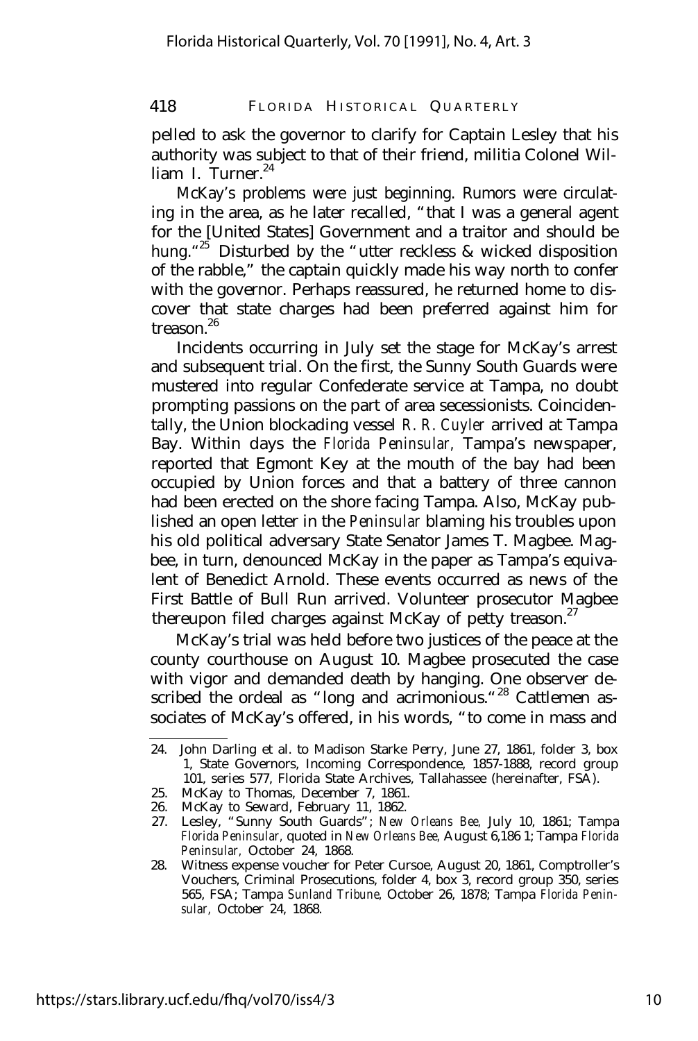pelled to ask the governor to clarify for Captain Lesley that his authority was subject to that of their friend, militia Colonel William I. Turner.[24]

McKay's problems were just beginning. Rumors were circulating in the area, as he later recalled, "that I was a general agent for the [United States] Government and a traitor and should be hung."[25] Disturbed by the "utter reckless & wicked disposition of the rabble," the captain quickly made his way north to confer with the governor. Perhaps reassured, he returned home to discover that state charges had been preferred against him for treason.[26]

Incidents occurring in July set the stage for McKay's arrest and subsequent trial. On the first, the Sunny South Guards were mustered into regular Confederate service at Tampa, no doubt prompting passions on the part of area secessionists. Coincidentally, the Union blockading vessel *R. R. Cuyler* arrived at Tampa Bay. Within days the *Florida Peninsular,* Tampa's newspaper, reported that Egmont Key at the mouth of the bay had been occupied by Union forces and that a battery of three cannon had been erected on the shore facing Tampa. Also, McKay published an open letter in the *Peninsular* blaming his troubles upon his old political adversary State Senator James T. Magbee. Magbee, in turn, denounced McKay in the paper as Tampa's equivalent of Benedict Arnold. These events occurred as news of the First Battle of Bull Run arrived. Volunteer prosecutor Magbee thereupon filed charges against McKay of petty treason.[27]

McKay's trial was held before two justices of the peace at the county courthouse on August 10. Magbee prosecuted the case with vigor and demanded death by hanging. One observer described the ordeal as "long and acrimonious."[28] Cattlemen associates of McKay's offered, in his words, "to come in mass and

---

24. John Darling et al. to Madison Starke Perry, June 27, 1861, folder 3, box 1, State Governors, Incoming Correspondence, 1857-1888, record group 101, series 577, Florida State Archives, Tallahassee (hereinafter, FSA).
25. McKay to Thomas, December 7, 1861.
26. McKay to Seward, February 11, 1862.
27. Lesley, "Sunny South Guards"; *New Orleans Bee,* July 10, 1861; Tampa *Florida Peninsular,* quoted in *New Orleans Bee,* August 6,186 1; Tampa *Florida Peninsular,* October 24, 1868.
28. Witness expense voucher for Peter Cursoe, August 20, 1861, Comptroller's Vouchers, Criminal Prosecutions, folder 4, box 3, record group 350, series 565, FSA; Tampa *Sunland Tribune,* October 26, 1878; Tampa *Florida Peninsular,* October 24, 1868.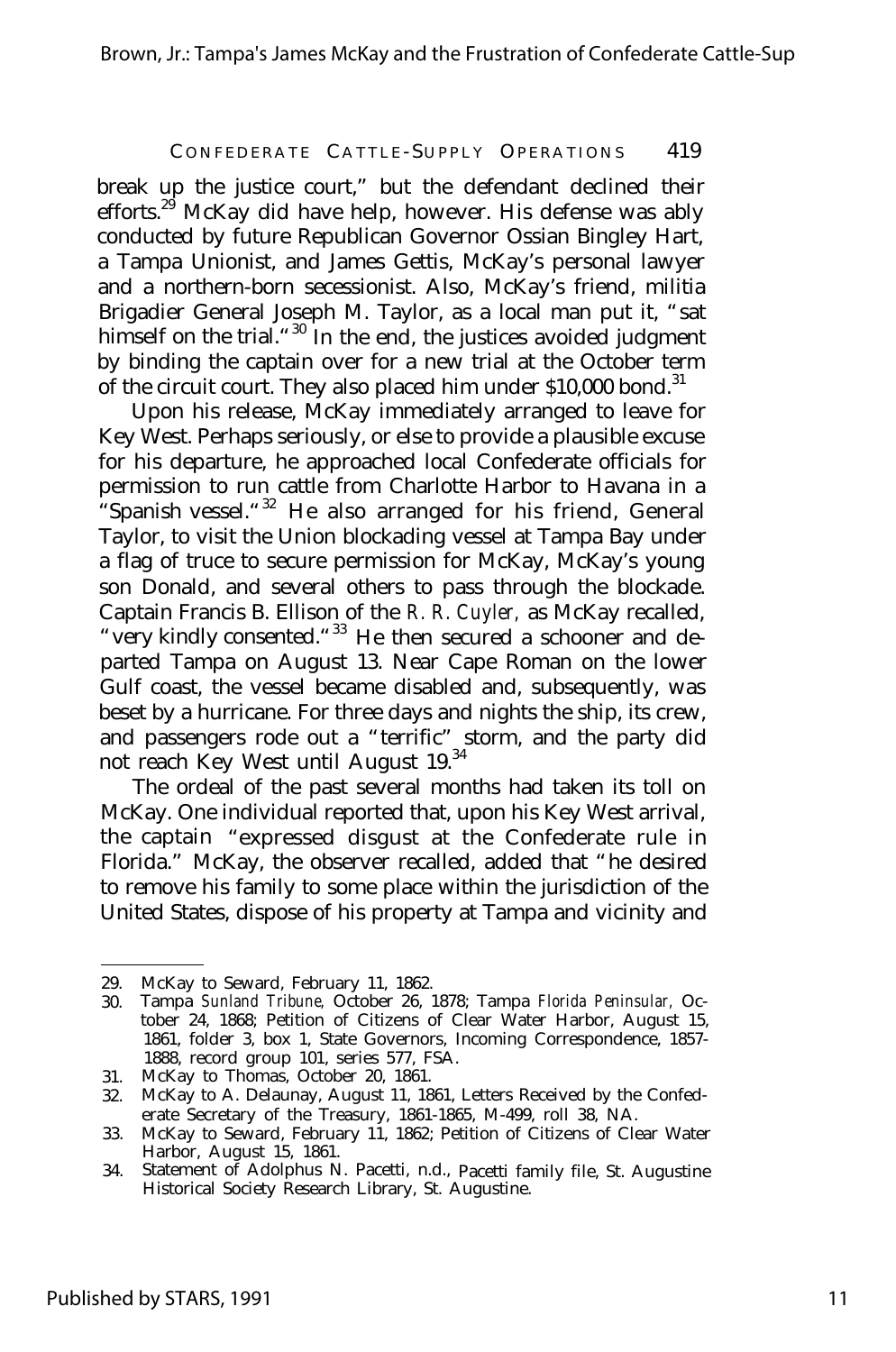break up the justice court," but the defendant declined their efforts.[29] McKay did have help, however. His defense was ably conducted by future Republican Governor Ossian Bingley Hart, a Tampa Unionist, and James Gettis, McKay's personal lawyer and a northern-born secessionist. Also, McKay's friend, militia Brigadier General Joseph M. Taylor, as a local man put it, "sat himself on the trial."[30] In the end, the justices avoided judgment by binding the captain over for a new trial at the October term of the circuit court. They also placed him under $10,000 bond.[31]

Upon his release, McKay immediately arranged to leave for Key West. Perhaps seriously, or else to provide a plausible excuse for his departure, he approached local Confederate officials for permission to run cattle from Charlotte Harbor to Havana in a "Spanish vessel."[32] He also arranged for his friend, General Taylor, to visit the Union blockading vessel at Tampa Bay under a flag of truce to secure permission for McKay, McKay's young son Donald, and several others to pass through the blockade. Captain Francis B. Ellison of the *R. R. Cuyler,* as McKay recalled, "very kindly consented."[33] He then secured a schooner and departed Tampa on August 13. Near Cape Roman on the lower Gulf coast, the vessel became disabled and, subsequently, was beset by a hurricane. For three days and nights the ship, its crew, and passengers rode out a "terrific" storm, and the party did not reach Key West until August 19.[34]

The ordeal of the past several months had taken its toll on McKay. One individual reported that, upon his Key West arrival, the captain "expressed disgust at the Confederate rule in Florida." McKay, the observer recalled, added that "he desired to remove his family to some place within the jurisdiction of the United States, dispose of his property at Tampa and vicinity and

---

29. McKay to Seward, February 11, 1862.
30. Tampa *Sunland Tribune,* October 26, 1878; Tampa *Florida Peninsular,* October 24, 1868; Petition of Citizens of Clear Water Harbor, August 15, 1861, folder 3, box 1, State Governors, Incoming Correspondence, 1857-1888, record group 101, series 577, FSA.
31. McKay to Thomas, October 20, 1861.
32. McKay to A. Delaunay, August 11, 1861, Letters Received by the Confederate Secretary of the Treasury, 1861-1865, M-499, roll 38, NA.
33. McKay to Seward, February 11, 1862; Petition of Citizens of Clear Water Harbor, August 15, 1861.
34. Statement of Adolphus N. Pacetti, n.d., Pacetti family file, St. Augustine Historical Society Research Library, St. Augustine.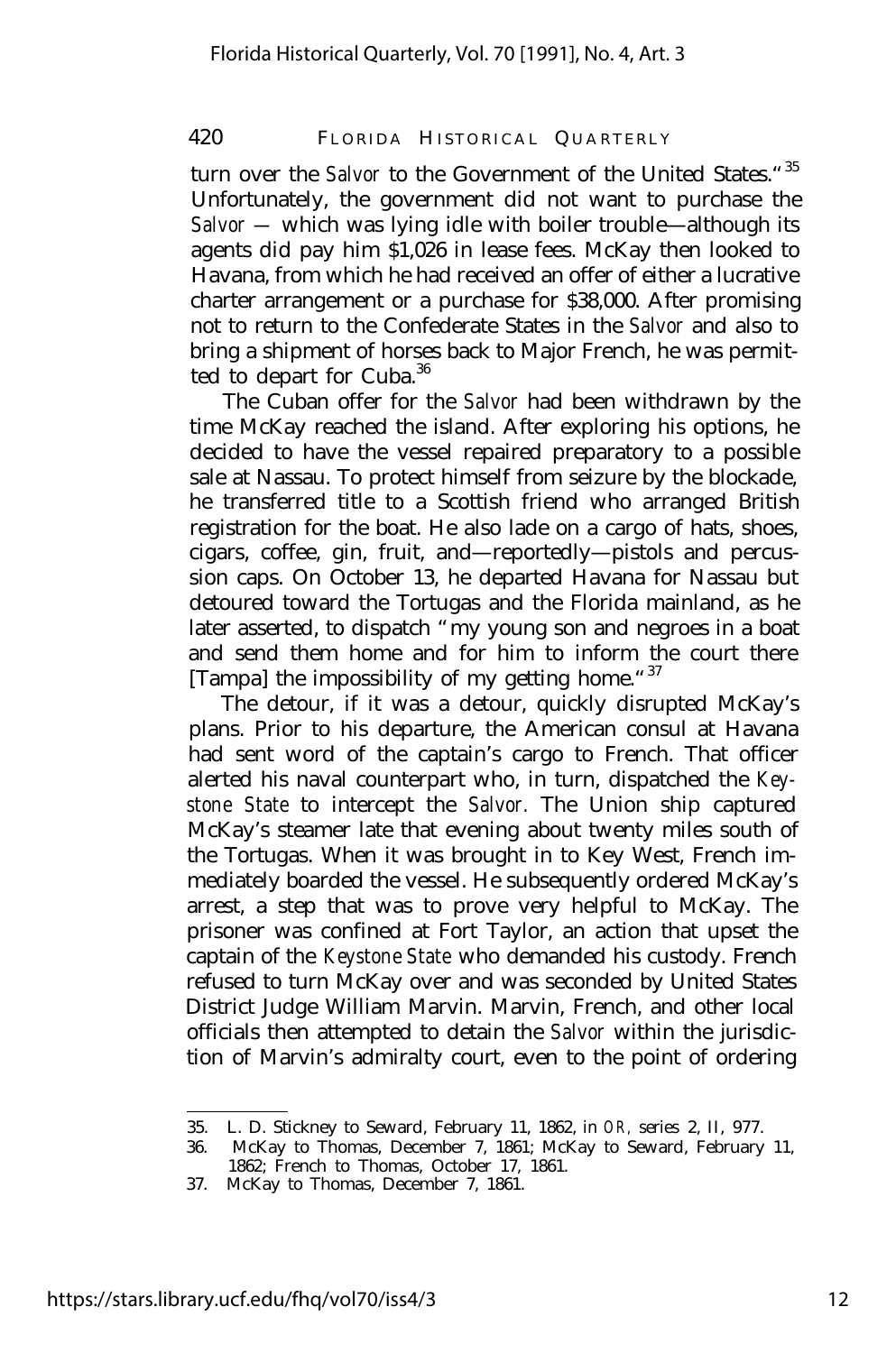turn over the *Salvor* to the Government of the United States."[35] Unfortunately, the government did not want to purchase the *Salvor* — which was lying idle with boiler trouble—although its agents did pay him $1,026 in lease fees. McKay then looked to Havana, from which he had received an offer of either a lucrative charter arrangement or a purchase for $38,000. After promising not to return to the Confederate States in the *Salvor* and also to bring a shipment of horses back to Major French, he was permitted to depart for Cuba.[36]

The Cuban offer for the *Salvor* had been withdrawn by the time McKay reached the island. After exploring his options, he decided to have the vessel repaired preparatory to a possible sale at Nassau. To protect himself from seizure by the blockade, he transferred title to a Scottish friend who arranged British registration for the boat. He also lade on a cargo of hats, shoes, cigars, coffee, gin, fruit, and—reportedly—pistols and percussion caps. On October 13, he departed Havana for Nassau but detoured toward the Tortugas and the Florida mainland, as he later asserted, to dispatch "my young son and negroes in a boat and send them home and for him to inform the court there [Tampa] the impossibility of my getting home."[37]

The detour, if it was a detour, quickly disrupted McKay's plans. Prior to his departure, the American consul at Havana had sent word of the captain's cargo to French. That officer alerted his naval counterpart who, in turn, dispatched the *Keystone State* to intercept the *Salvor.* The Union ship captured McKay's steamer late that evening about twenty miles south of the Tortugas. When it was brought in to Key West, French immediately boarded the vessel. He subsequently ordered McKay's arrest, a step that was to prove very helpful to McKay. The prisoner was confined at Fort Taylor, an action that upset the captain of the *Keystone State* who demanded his custody. French refused to turn McKay over and was seconded by United States District Judge William Marvin. Marvin, French, and other local officials then attempted to detain the *Salvor* within the jurisdiction of Marvin's admiralty court, even to the point of ordering

---

35. L. D. Stickney to Seward, February 11, 1862, in *OR,* series 2, II, 977.
36. McKay to Thomas, December 7, 1861; McKay to Seward, February 11, 1862; French to Thomas, October 17, 1861.
37. McKay to Thomas, December 7, 1861.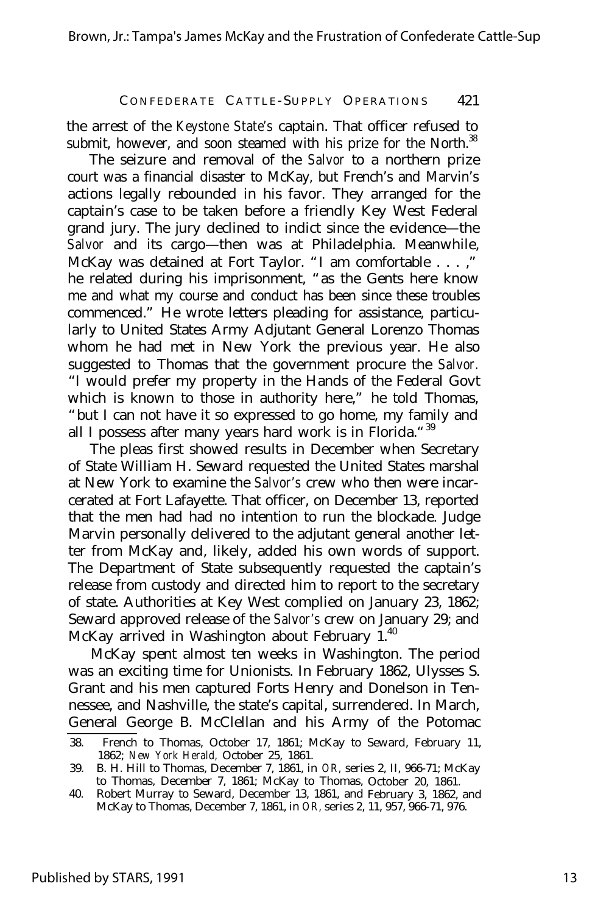the arrest of the *Keystone State's* captain. That officer refused to submit, however, and soon steamed with his prize for the North.[38]

The seizure and removal of the *Salvor* to a northern prize court was a financial disaster to McKay, but French's and Marvin's actions legally rebounded in his favor. They arranged for the captain's case to be taken before a friendly Key West Federal grand jury. The jury declined to indict since the evidence—the *Salvor* and its cargo—then was at Philadelphia. Meanwhile, McKay was detained at Fort Taylor. "I am comfortable . . . ," he related during his imprisonment, "as the Gents here know me and what my course and conduct has been since these troubles commenced." He wrote letters pleading for assistance, particularly to United States Army Adjutant General Lorenzo Thomas whom he had met in New York the previous year. He also suggested to Thomas that the government procure the *Salvor.* "I would prefer my property in the Hands of the Federal Govt which is known to those in authority here," he told Thomas, "but I can not have it so expressed to go home, my family and all I possess after many years hard work is in Florida."[39]

The pleas first showed results in December when Secretary of State William H. Seward requested the United States marshal at New York to examine the *Salvor's* crew who then were incarcerated at Fort Lafayette. That officer, on December 13, reported that the men had had no intention to run the blockade. Judge Marvin personally delivered to the adjutant general another letter from McKay and, likely, added his own words of support. The Department of State subsequently requested the captain's release from custody and directed him to report to the secretary of state. Authorities at Key West complied on January 23, 1862; Seward approved release of the *Salvor's* crew on January 29; and McKay arrived in Washington about February 1.[40]

McKay spent almost ten weeks in Washington. The period was an exciting time for Unionists. In February 1862, Ulysses S. Grant and his men captured Forts Henry and Donelson in Tennessee, and Nashville, the state's capital, surrendered. In March, General George B. McClellan and his Army of the Potomac

38. French to Thomas, October 17, 1861; McKay to Seward, February 11, 1862; *New York Herald,* October 25, 1861.

39. B. H. Hill to Thomas, December 7, 1861, in *OR,* series 2, II, 966-71; McKay to Thomas, December 7, 1861; McKay to Thomas, October 20, 1861.

40. Robert Murray to Seward, December 13, 1861, and February 3, 1862, and McKay to Thomas, December 7, 1861, in *OR,* series 2, 11, 957, 966-71, 976.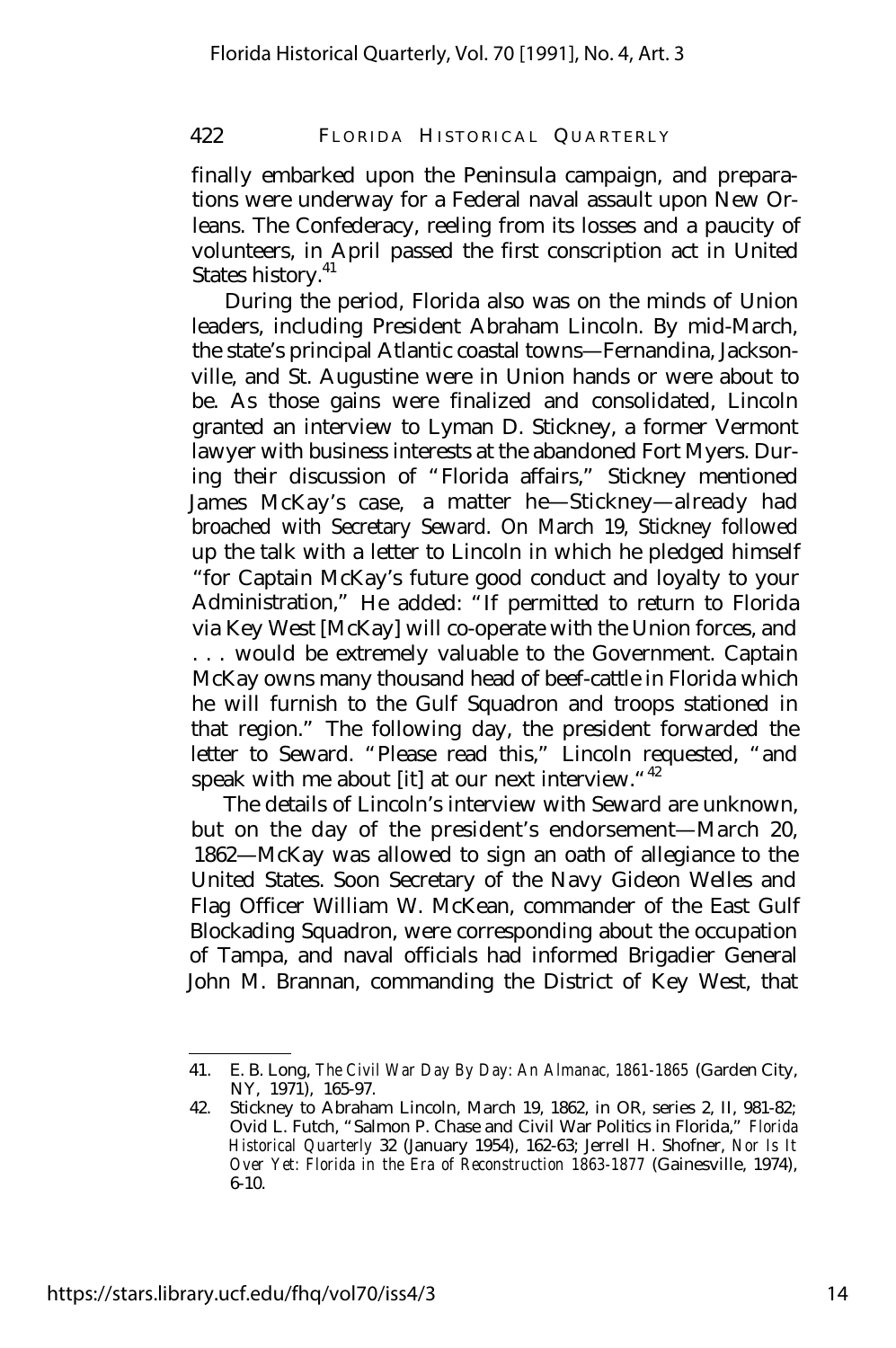finally embarked upon the Peninsula campaign, and preparations were underway for a Federal naval assault upon New Orleans. The Confederacy, reeling from its losses and a paucity of volunteers, in April passed the first conscription act in United States history.[41]

During the period, Florida also was on the minds of Union leaders, including President Abraham Lincoln. By mid-March, the state's principal Atlantic coastal towns—Fernandina, Jacksonville, and St. Augustine were in Union hands or were about to be. As those gains were finalized and consolidated, Lincoln granted an interview to Lyman D. Stickney, a former Vermont lawyer with business interests at the abandoned Fort Myers. During their discussion of "Florida affairs," Stickney mentioned James McKay's case, a matter he—Stickney—already had broached with Secretary Seward. On March 19, Stickney followed up the talk with a letter to Lincoln in which he pledged himself "for Captain McKay's future good conduct and loyalty to your Administration," He added: "If permitted to return to Florida via Key West [McKay] will co-operate with the Union forces, and . . . would be extremely valuable to the Government. Captain McKay owns many thousand head of beef-cattle in Florida which he will furnish to the Gulf Squadron and troops stationed in that region." The following day, the president forwarded the letter to Seward. "Please read this," Lincoln requested, "and speak with me about [it] at our next interview."[42]

The details of Lincoln's interview with Seward are unknown, but on the day of the president's endorsement—March 20, 1862—McKay was allowed to sign an oath of allegiance to the United States. Soon Secretary of the Navy Gideon Welles and Flag Officer William W. McKean, commander of the East Gulf Blockading Squadron, were corresponding about the occupation of Tampa, and naval officials had informed Brigadier General John M. Brannan, commanding the District of Key West, that

---

41. E. B. Long, *The Civil War Day By Day: An Almanac, 1861-1865* (Garden City, NY, 1971), 165-97.
42. Stickney to Abraham Lincoln, March 19, 1862, in OR, series 2, II, 981-82; Ovid L. Futch, "Salmon P. Chase and Civil War Politics in Florida," *Florida Historical Quarterly* 32 (January 1954), 162-63; Jerrell H. Shofner, *Nor Is It Over Yet: Florida in the Era of Reconstruction 1863-1877* (Gainesville, 1974), 6-10.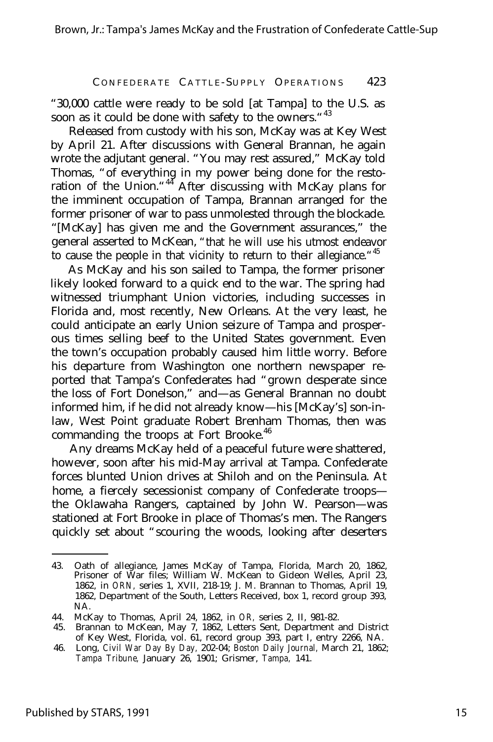"30,000 cattle were ready to be sold [at Tampa] to the U.S. as soon as it could be done with safety to the owners."[43]

Released from custody with his son, McKay was at Key West by April 21. After discussions with General Brannan, he again wrote the adjutant general. "You may rest assured," McKay told Thomas, "of everything in my power being done for the restoration of the Union."[44] After discussing with McKay plans for the imminent occupation of Tampa, Brannan arranged for the former prisoner of war to pass unmolested through the blockade. "[McKay] has given me and the Government assurances," the general asserted to McKean, "that he will use his utmost endeavor to cause the people in that vicinity to return to their allegiance."[45]

As McKay and his son sailed to Tampa, the former prisoner likely looked forward to a quick end to the war. The spring had witnessed triumphant Union victories, including successes in Florida and, most recently, New Orleans. At the very least, he could anticipate an early Union seizure of Tampa and prosperous times selling beef to the United States government. Even the town's occupation probably caused him little worry. Before his departure from Washington one northern newspaper reported that Tampa's Confederates had "grown desperate since the loss of Fort Donelson," and—as General Brannan no doubt informed him, if he did not already know—his [McKay's] son-in-law, West Point graduate Robert Brenham Thomas, then was commanding the troops at Fort Brooke.[46]

Any dreams McKay held of a peaceful future were shattered, however, soon after his mid-May arrival at Tampa. Confederate forces blunted Union drives at Shiloh and on the Peninsula. At home, a fiercely secessionist company of Confederate troops—the Oklawaha Rangers, captained by John W. Pearson—was stationed at Fort Brooke in place of Thomas's men. The Rangers quickly set about "scouring the woods, looking after deserters

---

43. Oath of allegiance, James McKay of Tampa, Florida, March 20, 1862, Prisoner of War files; William W. McKean to Gideon Welles, April 23, 1862, in *ORN*, series 1, XVII, 218-19; J. M. Brannan to Thomas, April 19, 1862, Department of the South, Letters Received, box 1, record group 393, NA.

44. McKay to Thomas, April 24, 1862, in *OR*, series 2, II, 981-82.

45. Brannan to McKean, May 7, 1862, Letters Sent, Department and District of Key West, Florida, vol. 61, record group 393, part I, entry 2266, NA.

46. Long, *Civil War Day By Day*, 202-04; *Boston Daily Journal*, March 21, 1862; *Tampa Tribune*, January 26, 1901; Grismer, *Tampa*, 141.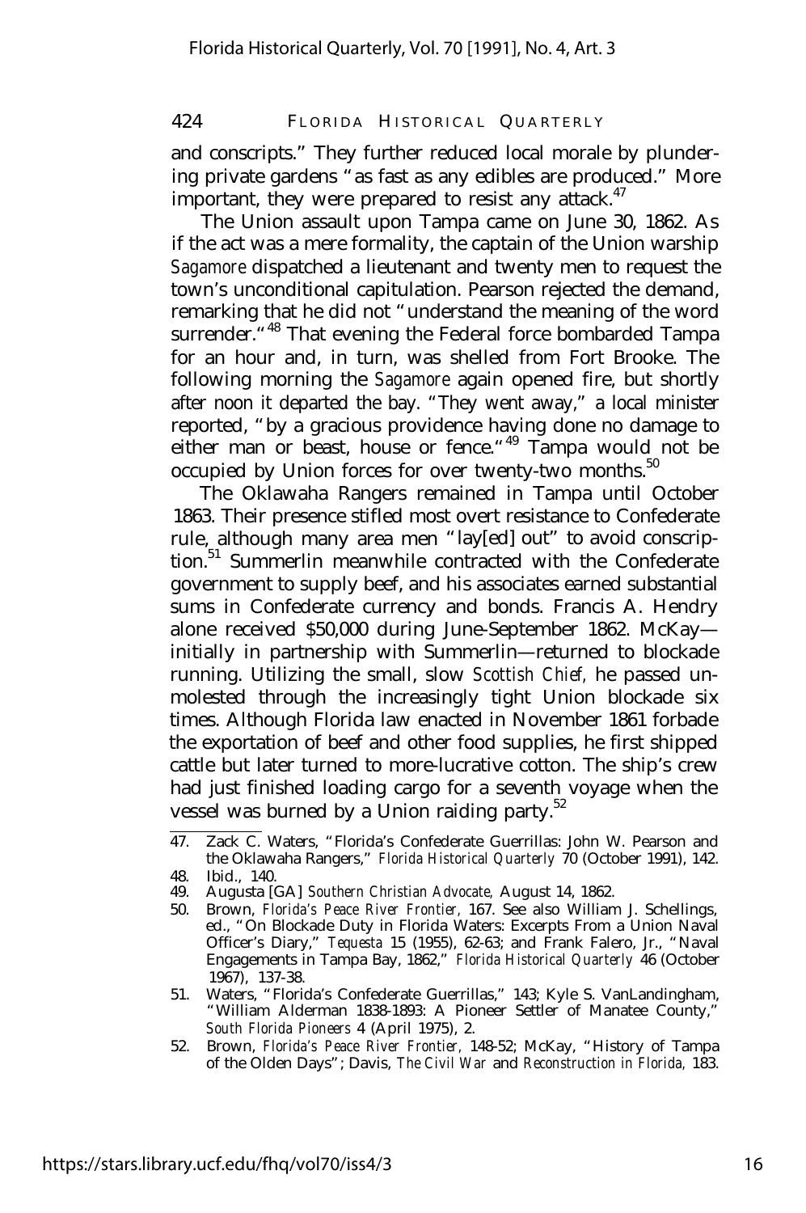and conscripts." They further reduced local morale by plundering private gardens "as fast as any edibles are produced." More important, they were prepared to resist any attack.[47]

The Union assault upon Tampa came on June 30, 1862. As if the act was a mere formality, the captain of the Union warship *Sagamore* dispatched a lieutenant and twenty men to request the town's unconditional capitulation. Pearson rejected the demand, remarking that he did not "understand the meaning of the word surrender."[48] That evening the Federal force bombarded Tampa for an hour and, in turn, was shelled from Fort Brooke. The following morning the *Sagamore* again opened fire, but shortly after noon it departed the bay. "They went away," a local minister reported, "by a gracious providence having done no damage to either man or beast, house or fence."[49] Tampa would not be occupied by Union forces for over twenty-two months.[50]

The Oklawaha Rangers remained in Tampa until October 1863. Their presence stifled most overt resistance to Confederate rule, although many area men "lay[ed] out" to avoid conscription.[51] Summerlin meanwhile contracted with the Confederate government to supply beef, and his associates earned substantial sums in Confederate currency and bonds. Francis A. Hendry alone received $50,000 during June-September 1862. McKay— initially in partnership with Summerlin—returned to blockade running. Utilizing the small, slow *Scottish Chief,* he passed unmolested through the increasingly tight Union blockade six times. Although Florida law enacted in November 1861 forbade the exportation of beef and other food supplies, he first shipped cattle but later turned to more-lucrative cotton. The ship's crew had just finished loading cargo for a seventh voyage when the vessel was burned by a Union raiding party.[52]

---

47. Zack C. Waters, "Florida's Confederate Guerrillas: John W. Pearson and the Oklawaha Rangers," *Florida Historical Quarterly* 70 (October 1991), 142.
48. Ibid., 140.
49. Augusta [GA] *Southern Christian Advocate,* August 14, 1862.
50. Brown, *Florida's Peace River Frontier,* 167. See also William J. Schellings, ed., "On Blockade Duty in Florida Waters: Excerpts From a Union Naval Officer's Diary," *Tequesta* 15 (1955), 62-63; and Frank Falero, Jr., "Naval Engagements in Tampa Bay, 1862," *Florida Historical Quarterly* 46 (October 1967), 137-38.
51. Waters, "Florida's Confederate Guerrillas," 143; Kyle S. VanLandingham, "William Alderman 1838-1893: A Pioneer Settler of Manatee County," *South Florida Pioneers* 4 (April 1975), 2.
52. Brown, *Florida's Peace River Frontier,* 148-52; McKay, "History of Tampa of the Olden Days"; Davis, *The Civil War* and *Reconstruction in Florida,* 183.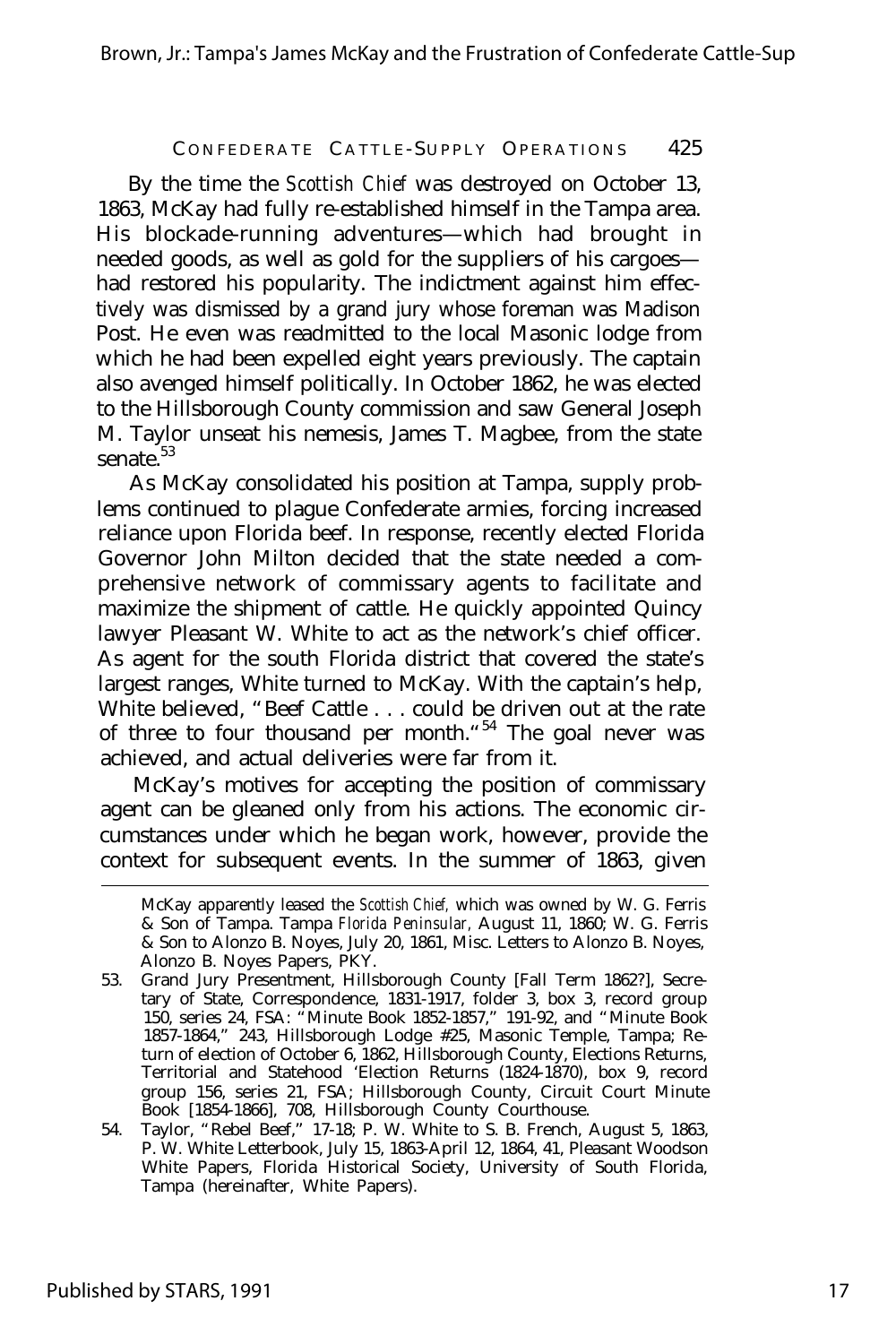By the time the *Scottish Chief* was destroyed on October 13, 1863, McKay had fully re-established himself in the Tampa area. His blockade-running adventures—which had brought in needed goods, as well as gold for the suppliers of his cargoes—had restored his popularity. The indictment against him effectively was dismissed by a grand jury whose foreman was Madison Post. He even was readmitted to the local Masonic lodge from which he had been expelled eight years previously. The captain also avenged himself politically. In October 1862, he was elected to the Hillsborough County commission and saw General Joseph M. Taylor unseat his nemesis, James T. Magbee, from the state senate.[53]

As McKay consolidated his position at Tampa, supply problems continued to plague Confederate armies, forcing increased reliance upon Florida beef. In response, recently elected Florida Governor John Milton decided that the state needed a comprehensive network of commissary agents to facilitate and maximize the shipment of cattle. He quickly appointed Quincy lawyer Pleasant W. White to act as the network's chief officer. As agent for the south Florida district that covered the state's largest ranges, White turned to McKay. With the captain's help, White believed, "Beef Cattle . . . could be driven out at the rate of three to four thousand per month."[54] The goal never was achieved, and actual deliveries were far from it.

McKay's motives for accepting the position of commissary agent can be gleaned only from his actions. The economic circumstances under which he began work, however, provide the context for subsequent events. In the summer of 1863, given

---

McKay apparently leased the *Scottish Chief,* which was owned by W. G. Ferris & Son of Tampa. Tampa *Florida Peninsular,* August 11, 1860; W. G. Ferris & Son to Alonzo B. Noyes, July 20, 1861, Misc. Letters to Alonzo B. Noyes, Alonzo B. Noyes Papers, PKY.

53. Grand Jury Presentment, Hillsborough County [Fall Term 1862?], Secretary of State, Correspondence, 1831-1917, folder 3, box 3, record group 150, series 24, FSA: "Minute Book 1852-1857," 191-92, and "Minute Book 1857-1864," 243, Hillsborough Lodge #25, Masonic Temple, Tampa; Return of election of October 6, 1862, Hillsborough County, Elections Returns, Territorial and Statehood 'Election Returns (1824-1870), box 9, record group 156, series 21, FSA; Hillsborough County, Circuit Court Minute Book [1854-1866], 708, Hillsborough County Courthouse.

54. Taylor, "Rebel Beef," 17-18; P. W. White to S. B. French, August 5, 1863, P. W. White Letterbook, July 15, 1863-April 12, 1864, 41, Pleasant Woodson White Papers, Florida Historical Society, University of South Florida, Tampa (hereinafter, White Papers).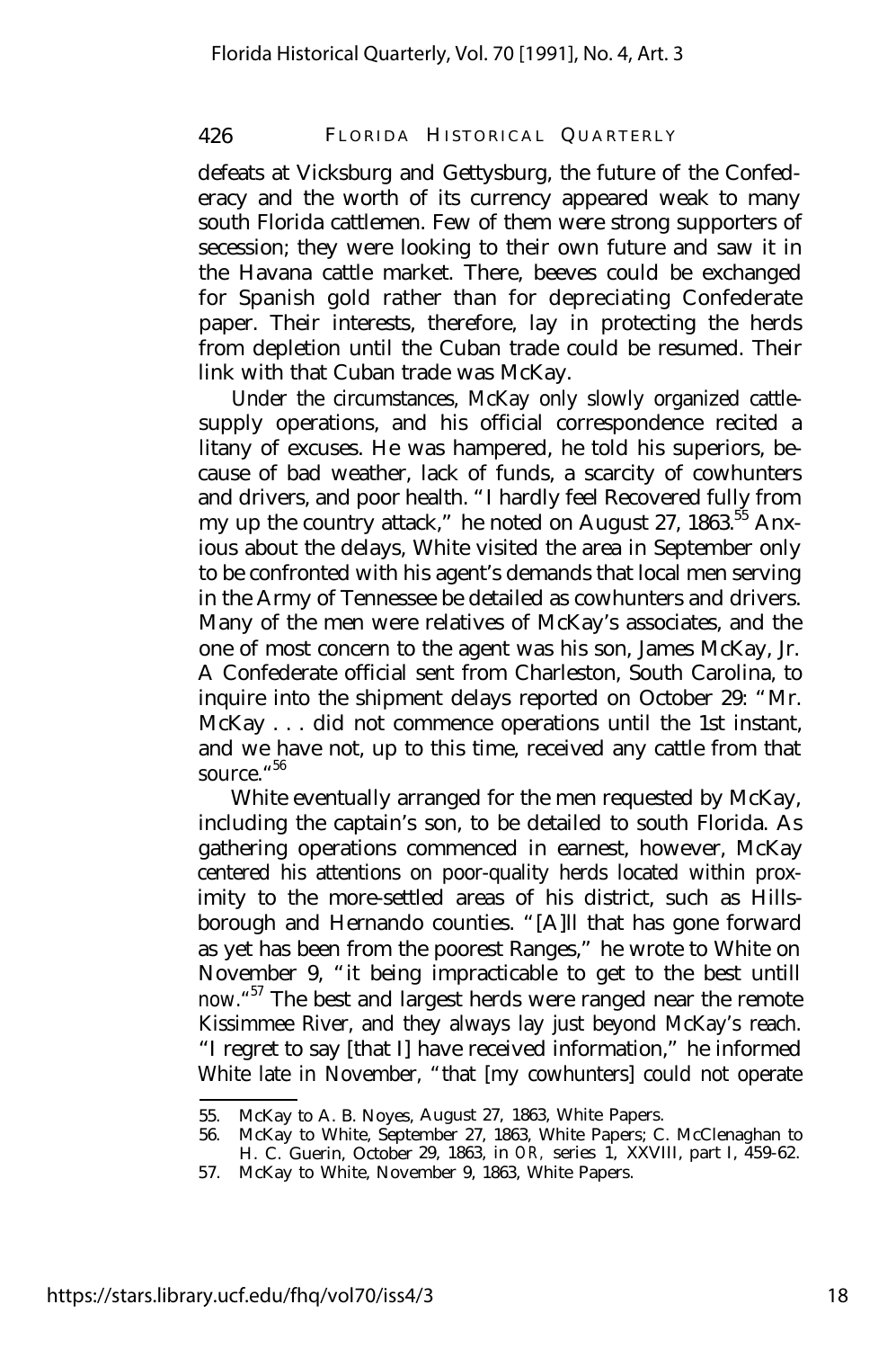defeats at Vicksburg and Gettysburg, the future of the Confederacy and the worth of its currency appeared weak to many south Florida cattlemen. Few of them were strong supporters of secession; they were looking to their own future and saw it in the Havana cattle market. There, beeves could be exchanged for Spanish gold rather than for depreciating Confederate paper. Their interests, therefore, lay in protecting the herds from depletion until the Cuban trade could be resumed. Their link with that Cuban trade was McKay.

Under the circumstances, McKay only slowly organized cattle-supply operations, and his official correspondence recited a litany of excuses. He was hampered, he told his superiors, because of bad weather, lack of funds, a scarcity of cowhunters and drivers, and poor health. "I hardly feel Recovered fully from my up the country attack," he noted on August 27, 1863.[55] Anxious about the delays, White visited the area in September only to be confronted with his agent's demands that local men serving in the Army of Tennessee be detailed as cowhunters and drivers. Many of the men were relatives of McKay's associates, and the one of most concern to the agent was his son, James McKay, Jr. A Confederate official sent from Charleston, South Carolina, to inquire into the shipment delays reported on October 29: "Mr. McKay . . . did not commence operations until the 1st instant, and we have not, up to this time, received any cattle from that source."[56]

White eventually arranged for the men requested by McKay, including the captain's son, to be detailed to south Florida. As gathering operations commenced in earnest, however, McKay centered his attentions on poor-quality herds located within proximity to the more-settled areas of his district, such as Hillsborough and Hernando counties. "[A]ll that has gone forward as yet has been from the poorest Ranges," he wrote to White on November 9, "it being impracticable to get to the best untill now."[57] The best and largest herds were ranged near the remote Kissimmee River, and they always lay just beyond McKay's reach. "I regret to say [that I] have received information," he informed White late in November, "that [my cowhunters] could not operate

55. McKay to A. B. Noyes, August 27, 1863, White Papers.
56. McKay to White, September 27, 1863, White Papers; C. McClenaghan to H. C. Guerin, October 29, 1863, in *OR*, series 1, XXVIII, part I, 459-62.
57. McKay to White, November 9, 1863, White Papers.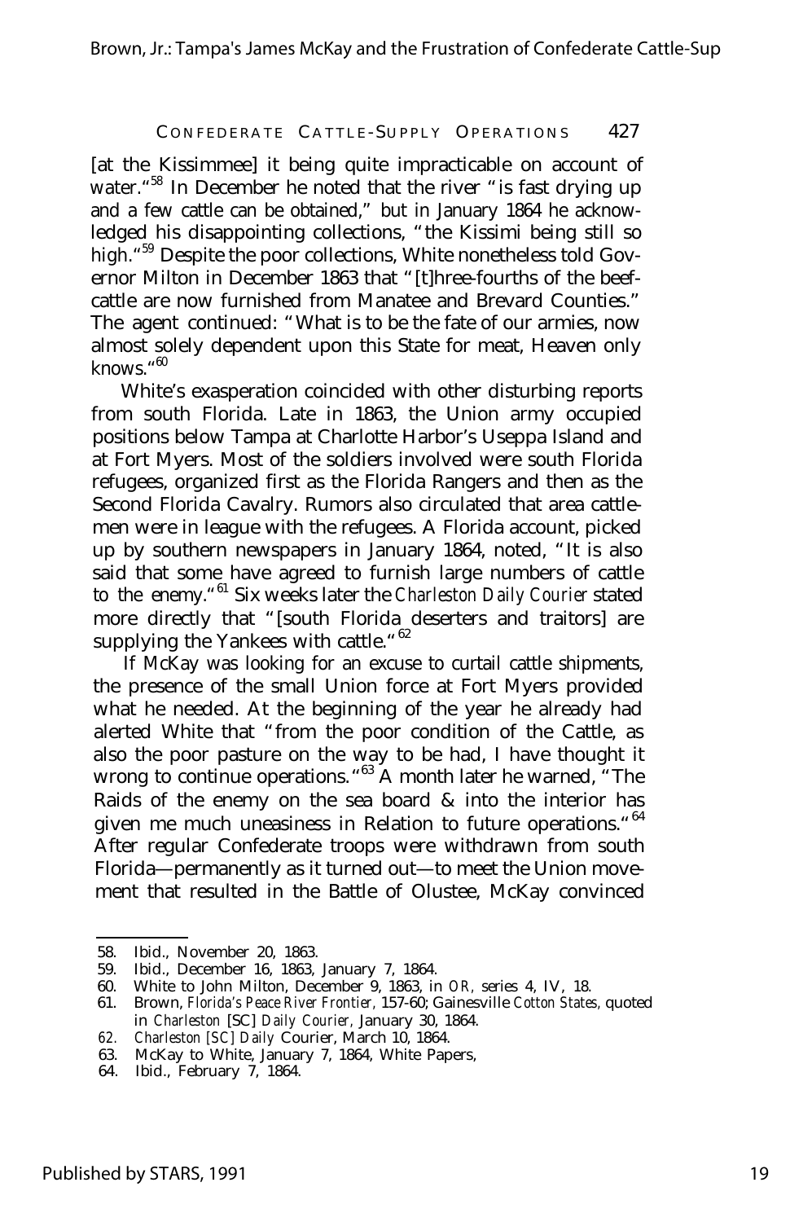[at the Kissimmee] it being quite impracticable on account of water."[58] In December he noted that the river "is fast drying up and a few cattle can be obtained," but in January 1864 he acknowledged his disappointing collections, "the Kissimi being still so high."[59] Despite the poor collections, White nonetheless told Governor Milton in December 1863 that "[t]hree-fourths of the beef-cattle are now furnished from Manatee and Brevard Counties." The agent continued: "What is to be the fate of our armies, now almost solely dependent upon this State for meat, Heaven only knows."[60]

White's exasperation coincided with other disturbing reports from south Florida. Late in 1863, the Union army occupied positions below Tampa at Charlotte Harbor's Useppa Island and at Fort Myers. Most of the soldiers involved were south Florida refugees, organized first as the Florida Rangers and then as the Second Florida Cavalry. Rumors also circulated that area cattlemen were in league with the refugees. A Florida account, picked up by southern newspapers in January 1864, noted, "It is also said that some have agreed to furnish large numbers of cattle to the enemy."[61] Six weeks later the *Charleston Daily Courier* stated more directly that "[south Florida deserters and traitors] are supplying the Yankees with cattle."[62]

If McKay was looking for an excuse to curtail cattle shipments, the presence of the small Union force at Fort Myers provided what he needed. At the beginning of the year he already had alerted White that "from the poor condition of the Cattle, as also the poor pasture on the way to be had, I have thought it wrong to continue operations."[63] A month later he warned, "The Raids of the enemy on the sea board & into the interior has given me much uneasiness in Relation to future operations."[64] After regular Confederate troops were withdrawn from south Florida—permanently as it turned out—to meet the Union movement that resulted in the Battle of Olustee, McKay convinced

---

58. Ibid., November 20, 1863.
59. Ibid., December 16, 1863, January 7, 1864.
60. White to John Milton, December 9, 1863, in *OR,* series 4, IV, 18.
61. Brown, *Florida's Peace River Frontier,* 157-60; Gainesville *Cotton States,* quoted in *Charleston* [SC] *Daily Courier,* January 30, 1864.
62. *Charleston [SC] Daily* Courier, March 10, 1864.
63. McKay to White, January 7, 1864, White Papers,
64. Ibid., February 7, 1864.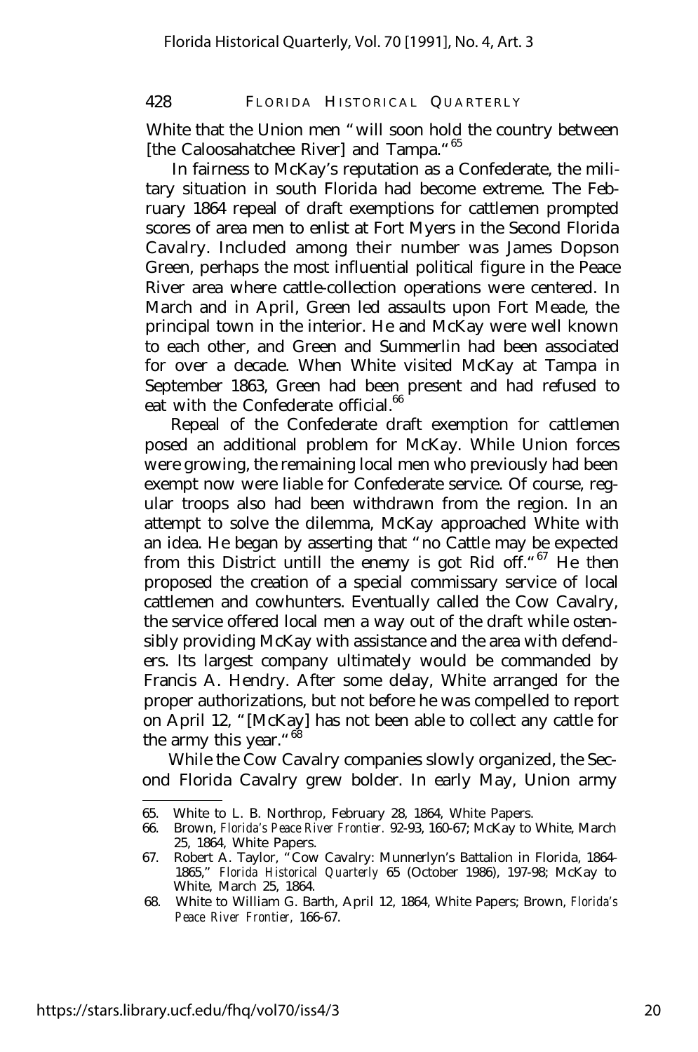White that the Union men "will soon hold the country between [the Caloosahatchee River] and Tampa."[65]

In fairness to McKay's reputation as a Confederate, the military situation in south Florida had become extreme. The February 1864 repeal of draft exemptions for cattlemen prompted scores of area men to enlist at Fort Myers in the Second Florida Cavalry. Included among their number was James Dopson Green, perhaps the most influential political figure in the Peace River area where cattle-collection operations were centered. In March and in April, Green led assaults upon Fort Meade, the principal town in the interior. He and McKay were well known to each other, and Green and Summerlin had been associated for over a decade. When White visited McKay at Tampa in September 1863, Green had been present and had refused to eat with the Confederate official.[66]

Repeal of the Confederate draft exemption for cattlemen posed an additional problem for McKay. While Union forces were growing, the remaining local men who previously had been exempt now were liable for Confederate service. Of course, regular troops also had been withdrawn from the region. In an attempt to solve the dilemma, McKay approached White with an idea. He began by asserting that "no Cattle may be expected from this District untill the enemy is got Rid off."[67] He then proposed the creation of a special commissary service of local cattlemen and cowhunters. Eventually called the Cow Cavalry, the service offered local men a way out of the draft while ostensibly providing McKay with assistance and the area with defenders. Its largest company ultimately would be commanded by Francis A. Hendry. After some delay, White arranged for the proper authorizations, but not before he was compelled to report on April 12, "[McKay] has not been able to collect any cattle for the army this year."[68]

While the Cow Cavalry companies slowly organized, the Second Florida Cavalry grew bolder. In early May, Union army

---

65. White to L. B. Northrop, February 28, 1864, White Papers.
66. Brown, *Florida's Peace River Frontier.* 92-93, 160-67; McKay to White, March 25, 1864, White Papers.
67. Robert A. Taylor, "Cow Cavalry: Munnerlyn's Battalion in Florida, 1864-1865," *Florida Historical Quarterly* 65 (October 1986), 197-98; McKay to White, March 25, 1864.
68. White to William G. Barth, April 12, 1864, White Papers; Brown, *Florida's Peace River Frontier,* 166-67.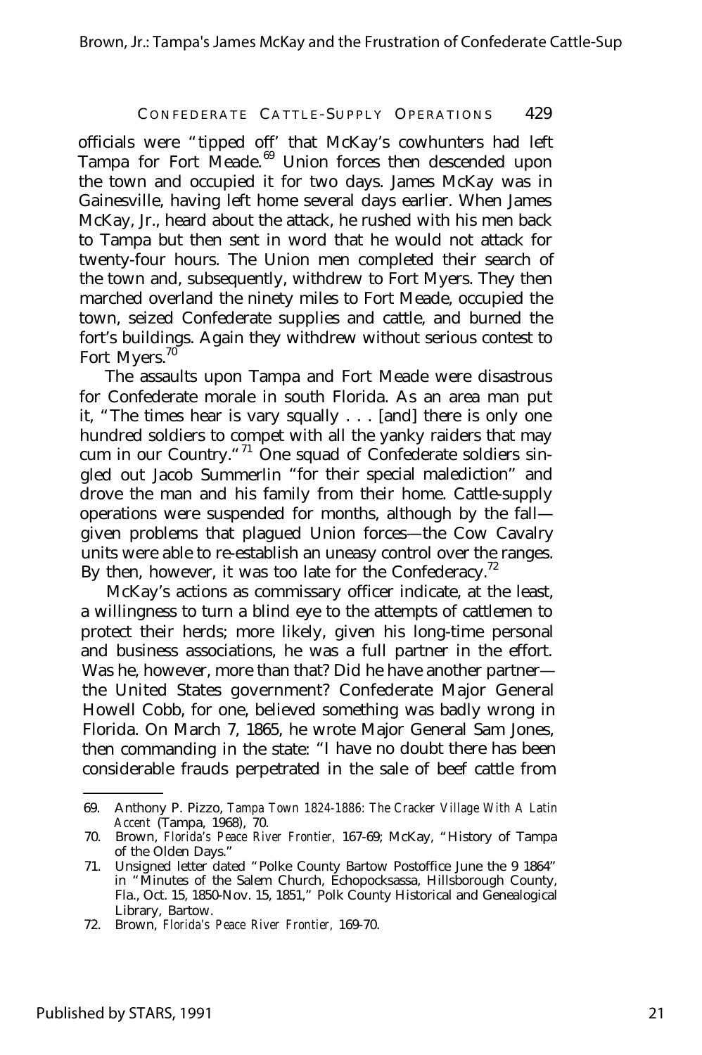officials were "tipped off' that McKay's cowhunters had left Tampa for Fort Meade.[69] Union forces then descended upon the town and occupied it for two days. James McKay was in Gainesville, having left home several days earlier. When James McKay, Jr., heard about the attack, he rushed with his men back to Tampa but then sent in word that he would not attack for twenty-four hours. The Union men completed their search of the town and, subsequently, withdrew to Fort Myers. They then marched overland the ninety miles to Fort Meade, occupied the town, seized Confederate supplies and cattle, and burned the fort's buildings. Again they withdrew without serious contest to Fort Myers.[70]

The assaults upon Tampa and Fort Meade were disastrous for Confederate morale in south Florida. As an area man put it, "The times hear is vary squally . . . [and] there is only one hundred soldiers to compet with all the yanky raiders that may cum in our Country."[71] One squad of Confederate soldiers singled out Jacob Summerlin "for their special malediction" and drove the man and his family from their home. Cattle-supply operations were suspended for months, although by the fall—given problems that plagued Union forces—the Cow Cavalry units were able to re-establish an uneasy control over the ranges. By then, however, it was too late for the Confederacy.[72]

McKay's actions as commissary officer indicate, at the least, a willingness to turn a blind eye to the attempts of cattlemen to protect their herds; more likely, given his long-time personal and business associations, he was a full partner in the effort. Was he, however, more than that? Did he have another partner—the United States government? Confederate Major General Howell Cobb, for one, believed something was badly wrong in Florida. On March 7, 1865, he wrote Major General Sam Jones, then commanding in the state: "I have no doubt there has been considerable frauds perpetrated in the sale of beef cattle from

---

69. Anthony P. Pizzo, *Tampa Town 1824-1886: The Cracker Village With A Latin Accent* (Tampa, 1968), 70.
70. Brown, *Florida's Peace River Frontier,* 167-69; McKay, "History of Tampa of the Olden Days."
71. Unsigned letter dated "Polke County Bartow Postoffice June the 9 1864" in "Minutes of the Salem Church, Echopocksassa, Hillsborough County, Fla., Oct. 15, 1850-Nov. 15, 1851," Polk County Historical and Genealogical Library, Bartow.
72. Brown, *Florida's Peace River Frontier,* 169-70.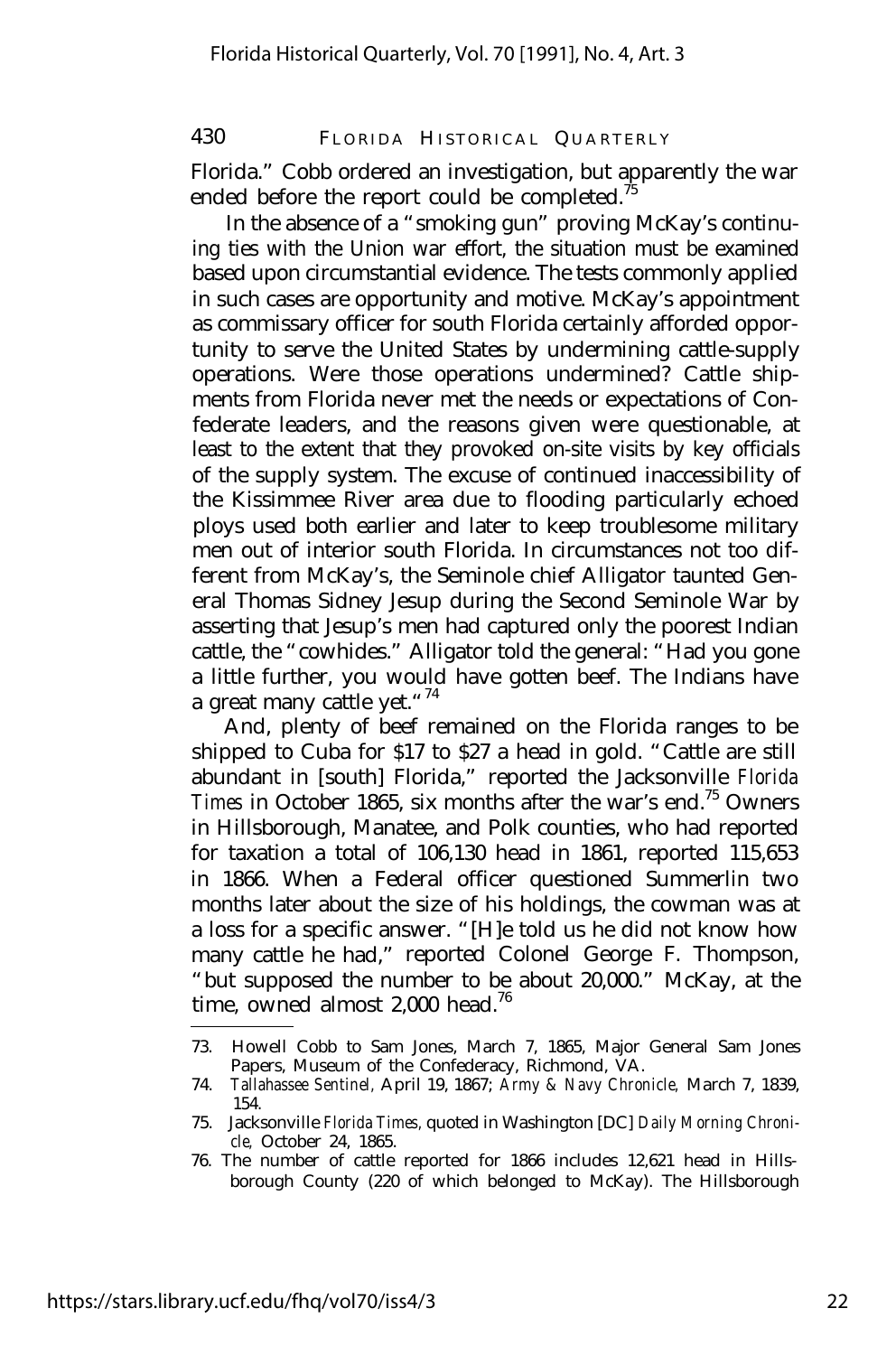Florida." Cobb ordered an investigation, but apparently the war ended before the report could be completed.[75]

In the absence of a "smoking gun" proving McKay's continuing ties with the Union war effort, the situation must be examined based upon circumstantial evidence. The tests commonly applied in such cases are opportunity and motive. McKay's appointment as commissary officer for south Florida certainly afforded opportunity to serve the United States by undermining cattle-supply operations. Were those operations undermined? Cattle shipments from Florida never met the needs or expectations of Confederate leaders, and the reasons given were questionable, at least to the extent that they provoked on-site visits by key officials of the supply system. The excuse of continued inaccessibility of the Kissimmee River area due to flooding particularly echoed ploys used both earlier and later to keep troublesome military men out of interior south Florida. In circumstances not too different from McKay's, the Seminole chief Alligator taunted General Thomas Sidney Jesup during the Second Seminole War by asserting that Jesup's men had captured only the poorest Indian cattle, the "cowhides." Alligator told the general: "Had you gone a little further, you would have gotten beef. The Indians have a great many cattle yet."[74]

And, plenty of beef remained on the Florida ranges to be shipped to Cuba for $17 to $27 a head in gold. "Cattle are still abundant in [south] Florida," reported the Jacksonville *Florida Times* in October 1865, six months after the war's end.[75] Owners in Hillsborough, Manatee, and Polk counties, who had reported for taxation a total of 106,130 head in 1861, reported 115,653 in 1866. When a Federal officer questioned Summerlin two months later about the size of his holdings, the cowman was at a loss for a specific answer. "[H]e told us he did not know how many cattle he had," reported Colonel George F. Thompson, "but supposed the number to be about 20,000." McKay, at the time, owned almost 2,000 head.[76]

---

73. Howell Cobb to Sam Jones, March 7, 1865, Major General Sam Jones Papers, Museum of the Confederacy, Richmond, VA.
74. *Tallahassee Sentinel,* April 19, 1867; *Army & Navy Chronicle,* March 7, 1839, 154.
75. Jacksonville *Florida Times,* quoted in Washington [DC] *Daily Morning Chronicle,* October 24, 1865.
76. The number of cattle reported for 1866 includes 12,621 head in Hillsborough County (220 of which belonged to McKay). The Hillsborough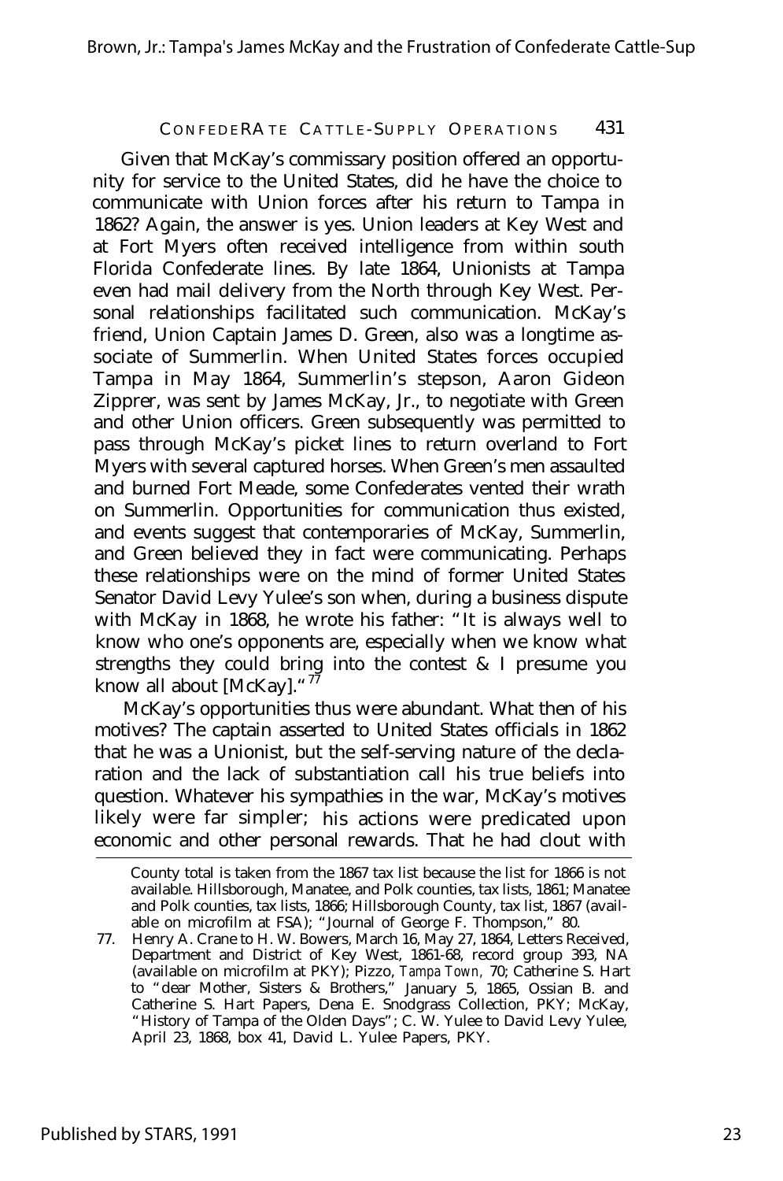Given that McKay's commissary position offered an opportunity for service to the United States, did he have the choice to communicate with Union forces after his return to Tampa in 1862? Again, the answer is yes. Union leaders at Key West and at Fort Myers often received intelligence from within south Florida Confederate lines. By late 1864, Unionists at Tampa even had mail delivery from the North through Key West. Personal relationships facilitated such communication. McKay's friend, Union Captain James D. Green, also was a longtime associate of Summerlin. When United States forces occupied Tampa in May 1864, Summerlin's stepson, Aaron Gideon Zipprer, was sent by James McKay, Jr., to negotiate with Green and other Union officers. Green subsequently was permitted to pass through McKay's picket lines to return overland to Fort Myers with several captured horses. When Green's men assaulted and burned Fort Meade, some Confederates vented their wrath on Summerlin. Opportunities for communication thus existed, and events suggest that contemporaries of McKay, Summerlin, and Green believed they in fact were communicating. Perhaps these relationships were on the mind of former United States Senator David Levy Yulee's son when, during a business dispute with McKay in 1868, he wrote his father: "It is always well to know who one's opponents are, especially when we know what strengths they could bring into the contest & I presume you know all about [McKay]."[77]

McKay's opportunities thus were abundant. What then of his motives? The captain asserted to United States officials in 1862 that he was a Unionist, but the self-serving nature of the declaration and the lack of substantiation call his true beliefs into question. Whatever his sympathies in the war, McKay's motives likely were far simpler; his actions were predicated upon economic and other personal rewards. That he had clout with

---

County total is taken from the 1867 tax list because the list for 1866 is not available. Hillsborough, Manatee, and Polk counties, tax lists, 1861; Manatee and Polk counties, tax lists, 1866; Hillsborough County, tax list, 1867 (available on microfilm at FSA); "Journal of George F. Thompson," 80.

77. Henry A. Crane to H. W. Bowers, March 16, May 27, 1864, Letters Received, Department and District of Key West, 1861-68, record group 393, NA (available on microfilm at PKY); Pizzo, *Tampa Town,* 70; Catherine S. Hart to "dear Mother, Sisters & Brothers," January 5, 1865, Ossian B. and Catherine S. Hart Papers, Dena E. Snodgrass Collection, PKY; McKay, "History of Tampa of the Olden Days"; C. W. Yulee to David Levy Yulee, April 23, 1868, box 41, David L. Yulee Papers, PKY.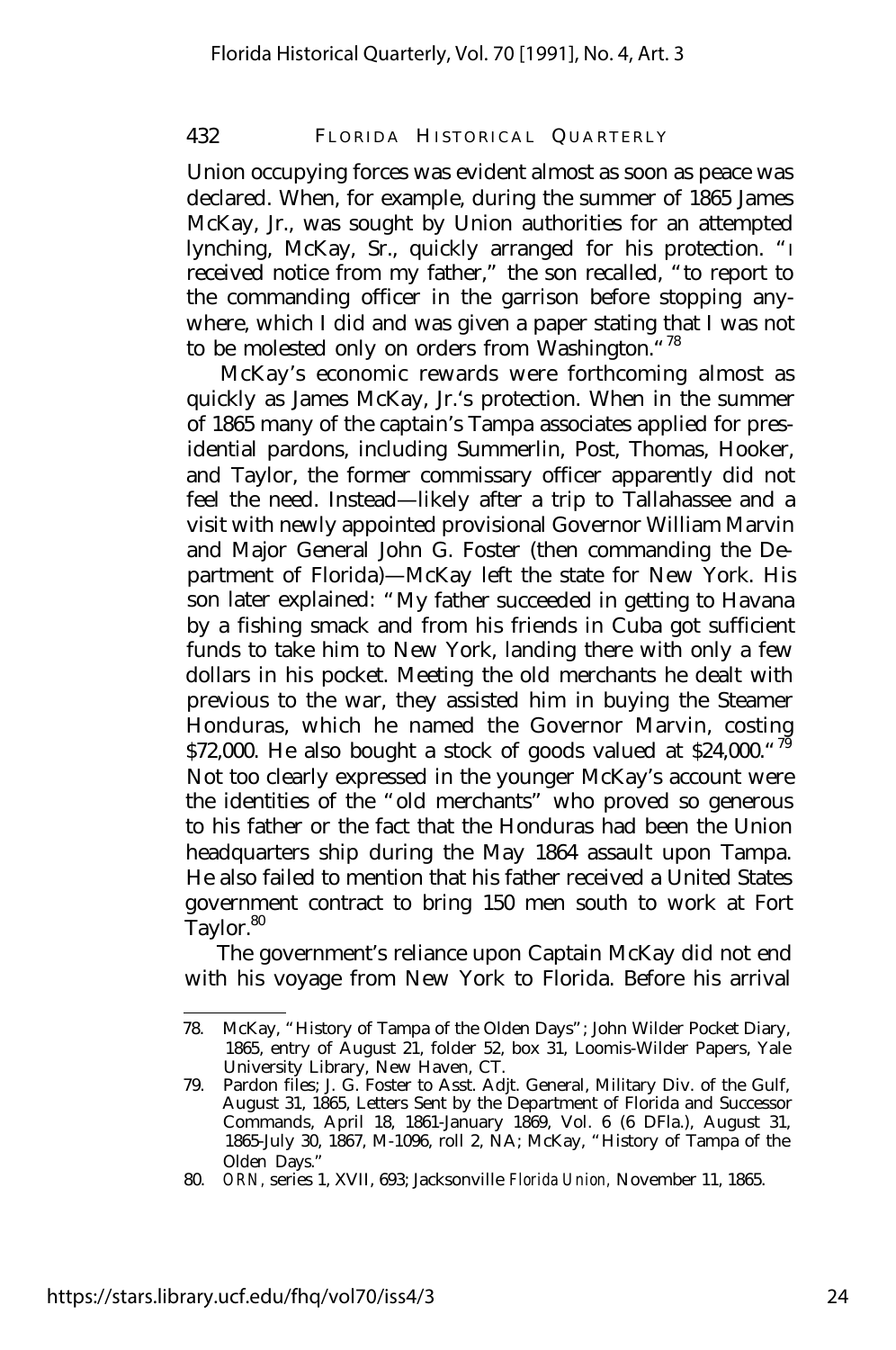Union occupying forces was evident almost as soon as peace was declared. When, for example, during the summer of 1865 James McKay, Jr., was sought by Union authorities for an attempted lynching, McKay, Sr., quickly arranged for his protection. "I received notice from my father," the son recalled, "to report to the commanding officer in the garrison before stopping anywhere, which I did and was given a paper stating that I was not to be molested only on orders from Washington."[78]

McKay's economic rewards were forthcoming almost as quickly as James McKay, Jr.'s protection. When in the summer of 1865 many of the captain's Tampa associates applied for presidential pardons, including Summerlin, Post, Thomas, Hooker, and Taylor, the former commissary officer apparently did not feel the need. Instead—likely after a trip to Tallahassee and a visit with newly appointed provisional Governor William Marvin and Major General John G. Foster (then commanding the Department of Florida)—McKay left the state for New York. His son later explained: "My father succeeded in getting to Havana by a fishing smack and from his friends in Cuba got sufficient funds to take him to New York, landing there with only a few dollars in his pocket. Meeting the old merchants he dealt with previous to the war, they assisted him in buying the Steamer Honduras, which he named the Governor Marvin, costing $72,000. He also bought a stock of goods valued at $24,000."[79] Not too clearly expressed in the younger McKay's account were the identities of the "old merchants" who proved so generous to his father or the fact that the Honduras had been the Union headquarters ship during the May 1864 assault upon Tampa. He also failed to mention that his father received a United States government contract to bring 150 men south to work at Fort Taylor.[80]

The government's reliance upon Captain McKay did not end with his voyage from New York to Florida. Before his arrival

---

78. McKay, "History of Tampa of the Olden Days"; John Wilder Pocket Diary, 1865, entry of August 21, folder 52, box 31, Loomis-Wilder Papers, Yale University Library, New Haven, CT.

79. Pardon files; J. G. Foster to Asst. Adjt. General, Military Div. of the Gulf, August 31, 1865, Letters Sent by the Department of Florida and Successor Commands, April 18, 1861-January 1869, Vol. 6 (6 DFla.), August 31, 1865-July 30, 1867, M-1096, roll 2, NA; McKay, "History of Tampa of the Olden Days."

80. *ORN*, series 1, XVII, 693; Jacksonville *Florida Union*, November 11, 1865.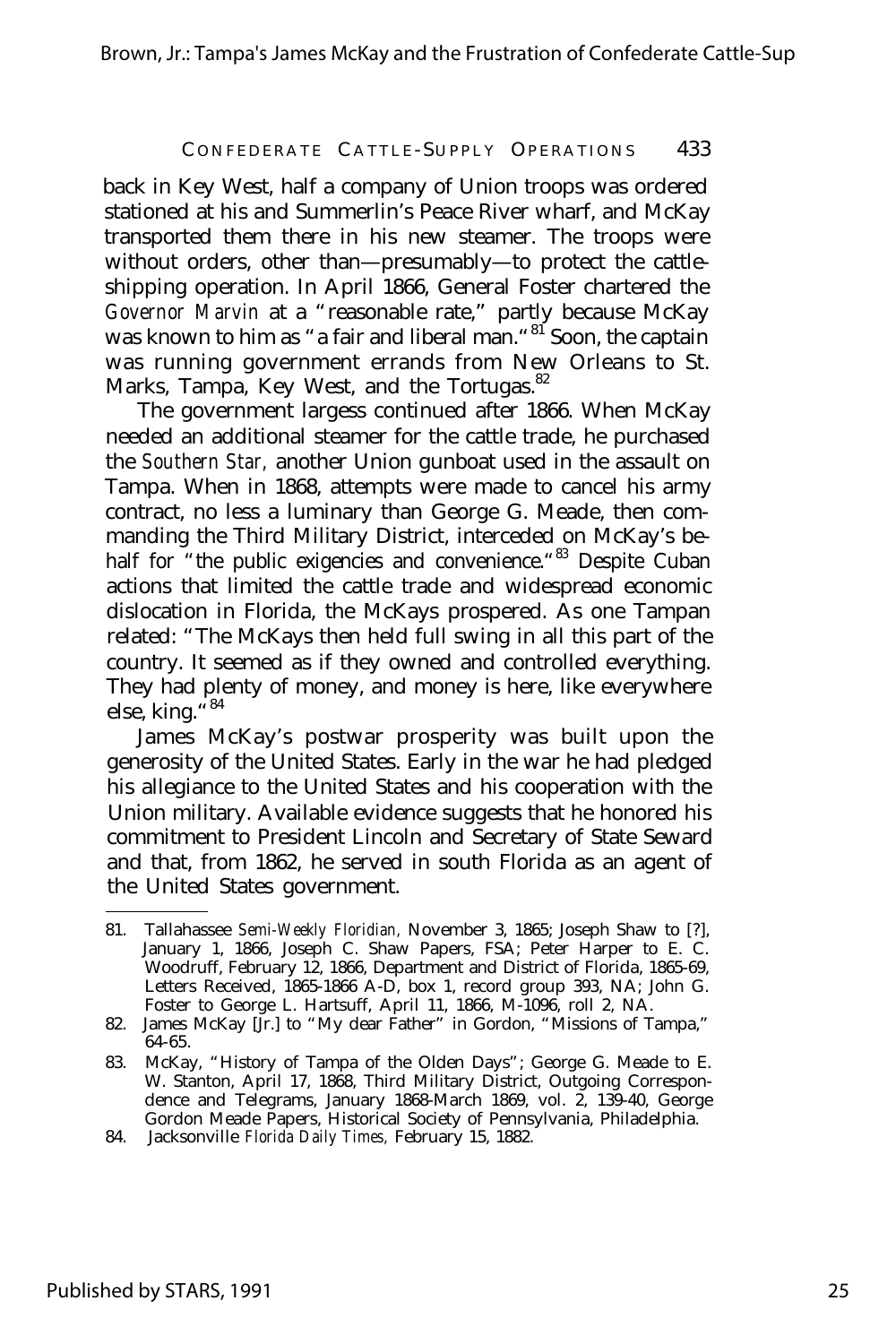back in Key West, half a company of Union troops was ordered stationed at his and Summerlin's Peace River wharf, and McKay transported them there in his new steamer. The troops were without orders, other than—presumably—to protect the cattle-shipping operation. In April 1866, General Foster chartered the *Governor Marvin* at a "reasonable rate," partly because McKay was known to him as "a fair and liberal man."[81] Soon, the captain was running government errands from New Orleans to St. Marks, Tampa, Key West, and the Tortugas.[82]

The government largess continued after 1866. When McKay needed an additional steamer for the cattle trade, he purchased the *Southern Star*, another Union gunboat used in the assault on Tampa. When in 1868, attempts were made to cancel his army contract, no less a luminary than George G. Meade, then commanding the Third Military District, interceded on McKay's behalf for "the public exigencies and convenience."[83] Despite Cuban actions that limited the cattle trade and widespread economic dislocation in Florida, the McKays prospered. As one Tampan related: "The McKays then held full swing in all this part of the country. It seemed as if they owned and controlled everything. They had plenty of money, and money is here, like everywhere else, king."[84]

James McKay's postwar prosperity was built upon the generosity of the United States. Early in the war he had pledged his allegiance to the United States and his cooperation with the Union military. Available evidence suggests that he honored his commitment to President Lincoln and Secretary of State Seward and that, from 1862, he served in south Florida as an agent of the United States government.

---

81. Tallahassee *Semi-Weekly Floridian*, November 3, 1865; Joseph Shaw to [?], January 1, 1866, Joseph C. Shaw Papers, FSA; Peter Harper to E. C. Woodruff, February 12, 1866, Department and District of Florida, 1865-69, Letters Received, 1865-1866 A-D, box 1, record group 393, NA; John G. Foster to George L. Hartsuff, April 11, 1866, M-1096, roll 2, NA.
82. James McKay [Jr.] to "My dear Father" in Gordon, "Missions of Tampa," 64-65.
83. McKay, "History of Tampa of the Olden Days"; George G. Meade to E. W. Stanton, April 17, 1868, Third Military District, Outgoing Correspondence and Telegrams, January 1868-March 1869, vol. 2, 139-40, George Gordon Meade Papers, Historical Society of Pennsylvania, Philadelphia.
84. Jacksonville *Florida Daily Times*, February 15, 1882.